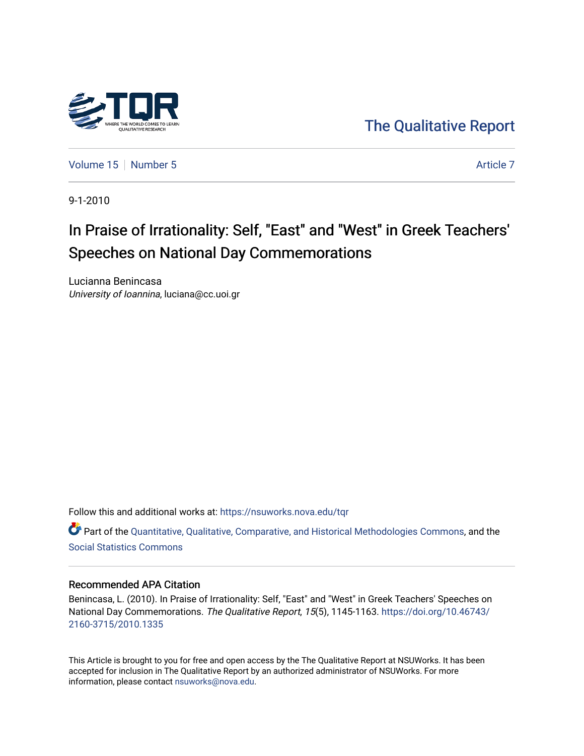The Qualitative Report

Volume 15 | Number 5 | Article 7

9-1-2010

# In Praise of Irrationality: Self, "East" and "West" in Greek Teachers' Speeches on National Day Commemorations

Lucianna Benincasa
*University of Ioannina*, luciana@cc.uoi.gr

Follow this and additional works at: https://nsuworks.nova.edu/tqr

Part of the Quantitative, Qualitative, Comparative, and Historical Methodologies Commons, and the Social Statistics Commons

## Recommended APA Citation

Benincasa, L. (2010). In Praise of Irrationality: Self, "East" and "West" in Greek Teachers' Speeches on National Day Commemorations. *The Qualitative Report*, *15*(5), 1145-1163. https://doi.org/10.46743/2160-3715/2010.1335

This Article is brought to you for free and open access by the The Qualitative Report at NSUWorks. It has been accepted for inclusion in The Qualitative Report by an authorized administrator of NSUWorks. For more information, please contact nsuworks@nova.edu.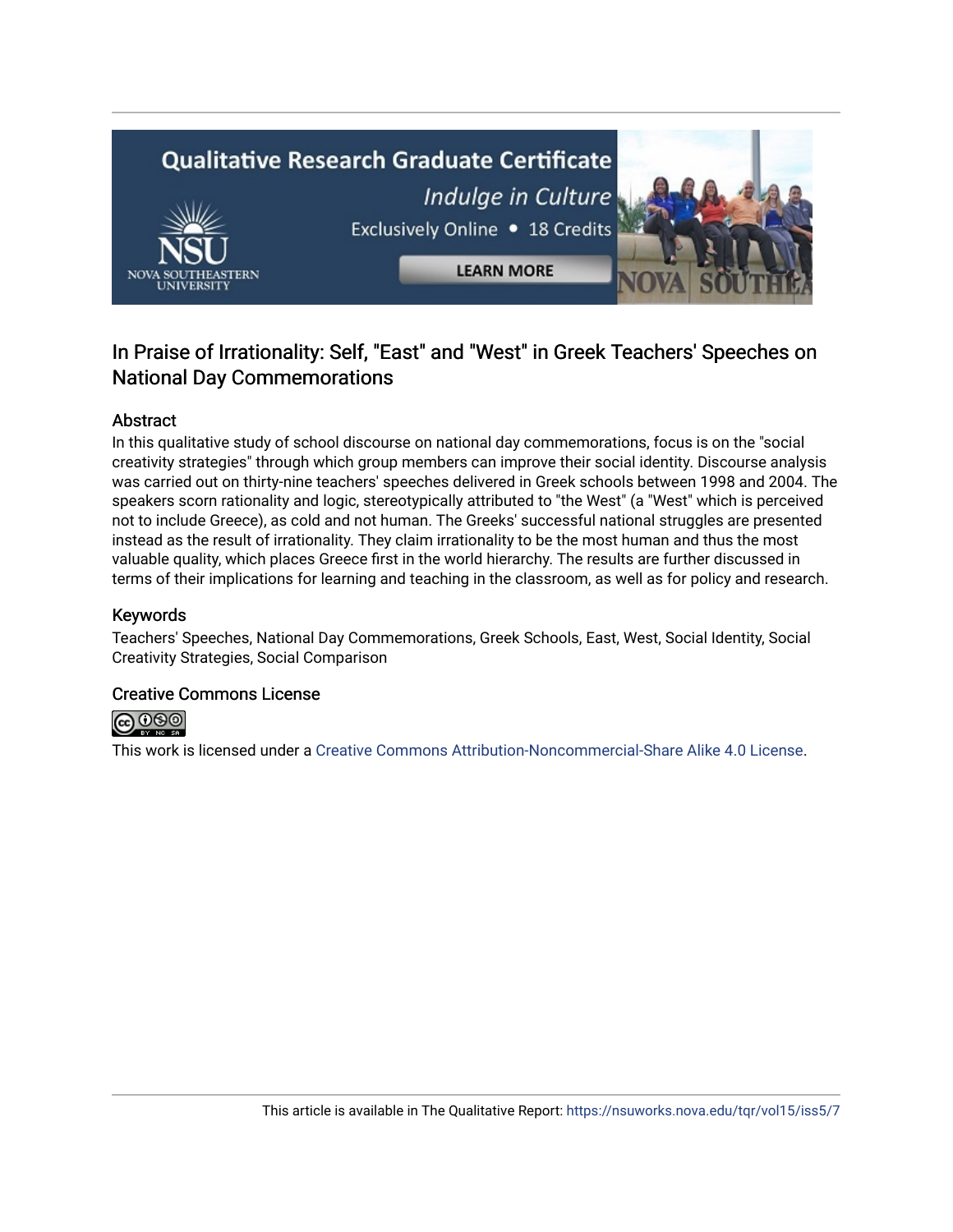# In Praise of Irrationality: Self, "East" and "West" in Greek Teachers' Speeches on National Day Commemorations

## Abstract

In this qualitative study of school discourse on national day commemorations, focus is on the "social creativity strategies" through which group members can improve their social identity. Discourse analysis was carried out on thirty-nine teachers' speeches delivered in Greek schools between 1998 and 2004. The speakers scorn rationality and logic, stereotypically attributed to "the West" (a "West" which is perceived not to include Greece), as cold and not human. The Greeks' successful national struggles are presented instead as the result of irrationality. They claim irrationality to be the most human and thus the most valuable quality, which places Greece first in the world hierarchy. The results are further discussed in terms of their implications for learning and teaching in the classroom, as well as for policy and research.

## Keywords

Teachers' Speeches, National Day Commemorations, Greek Schools, East, West, Social Identity, Social Creativity Strategies, Social Comparison

## Creative Commons License

This work is licensed under a Creative Commons Attribution-Noncommercial-Share Alike 4.0 License.

This article is available in The Qualitative Report: https://nsuworks.nova.edu/tqr/vol15/iss5/7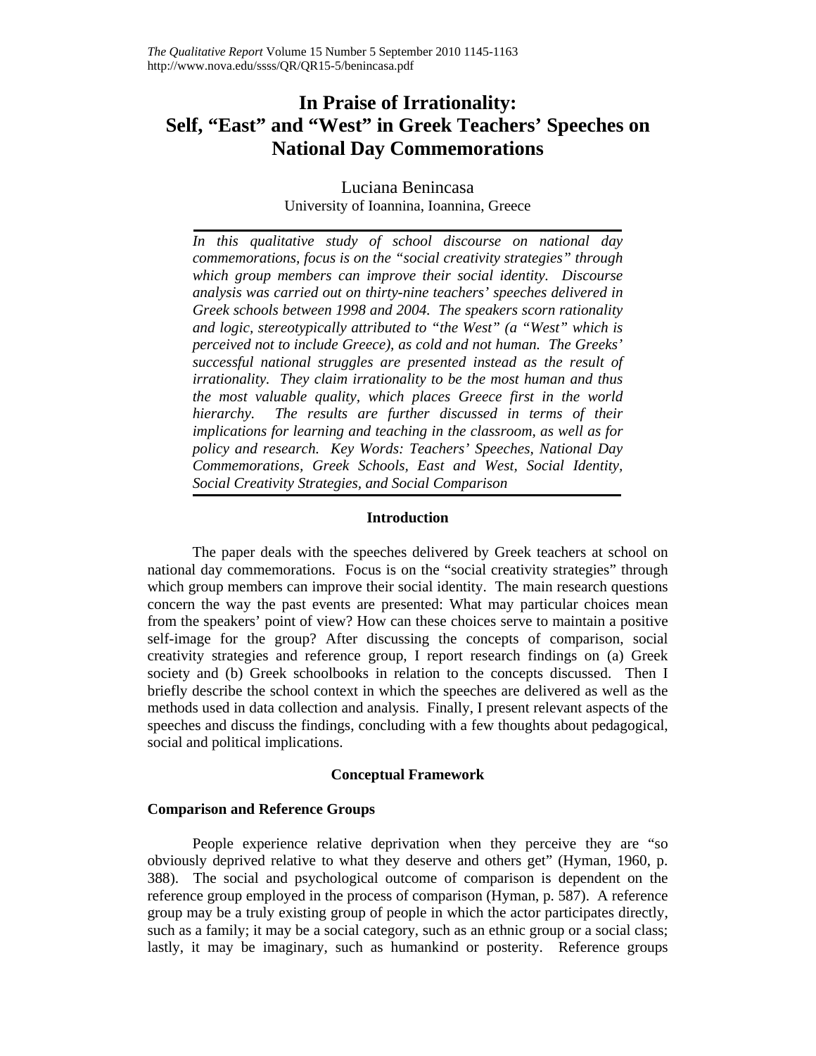# In Praise of Irrationality: Self, "East" and "West" in Greek Teachers' Speeches on National Day Commemorations

Luciana Benincasa
University of Ioannina, Ioannina, Greece

*In this qualitative study of school discourse on national day commemorations, focus is on the "social creativity strategies" through which group members can improve their social identity. Discourse analysis was carried out on thirty-nine teachers' speeches delivered in Greek schools between 1998 and 2004. The speakers scorn rationality and logic, stereotypically attributed to "the West" (a "West" which is perceived not to include Greece), as cold and not human. The Greeks' successful national struggles are presented instead as the result of irrationality. They claim irrationality to be the most human and thus the most valuable quality, which places Greece first in the world hierarchy. The results are further discussed in terms of their implications for learning and teaching in the classroom, as well as for policy and research. Key Words: Teachers' Speeches, National Day Commemorations, Greek Schools, East and West, Social Identity, Social Creativity Strategies, and Social Comparison*

## Introduction

The paper deals with the speeches delivered by Greek teachers at school on national day commemorations. Focus is on the "social creativity strategies" through which group members can improve their social identity. The main research questions concern the way the past events are presented: What may particular choices mean from the speakers' point of view? How can these choices serve to maintain a positive self-image for the group? After discussing the concepts of comparison, social creativity strategies and reference group, I report research findings on (a) Greek society and (b) Greek schoolbooks in relation to the concepts discussed. Then I briefly describe the school context in which the speeches are delivered as well as the methods used in data collection and analysis. Finally, I present relevant aspects of the speeches and discuss the findings, concluding with a few thoughts about pedagogical, social and political implications.

## Conceptual Framework

### Comparison and Reference Groups

People experience relative deprivation when they perceive they are "so obviously deprived relative to what they deserve and others get" (Hyman, 1960, p. 388). The social and psychological outcome of comparison is dependent on the reference group employed in the process of comparison (Hyman, p. 587). A reference group may be a truly existing group of people in which the actor participates directly, such as a family; it may be a social category, such as an ethnic group or a social class; lastly, it may be imaginary, such as humankind or posterity. Reference groups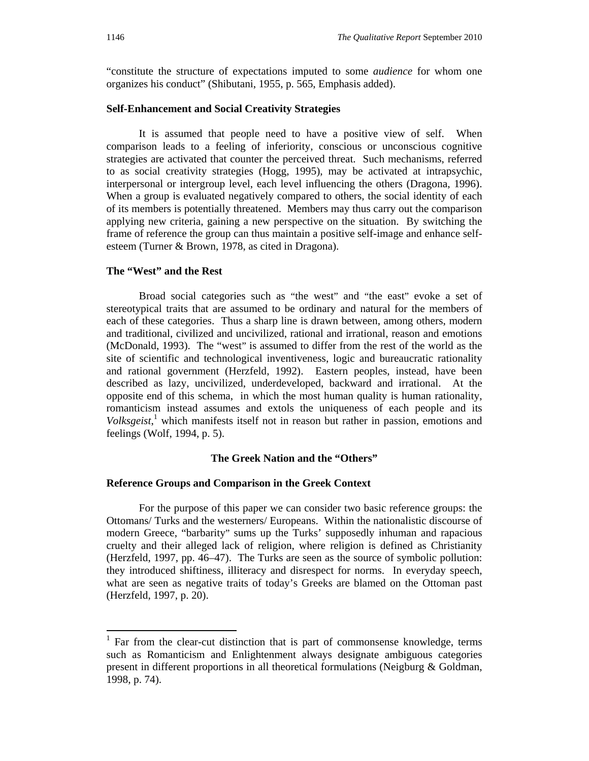"constitute the structure of expectations imputed to some *audience* for whom one organizes his conduct" (Shibutani, 1955, p. 565, Emphasis added).

### Self-Enhancement and Social Creativity Strategies

It is assumed that people need to have a positive view of self. When comparison leads to a feeling of inferiority, conscious or unconscious cognitive strategies are activated that counter the perceived threat. Such mechanisms, referred to as social creativity strategies (Hogg, 1995), may be activated at intrapsychic, interpersonal or intergroup level, each level influencing the others (Dragona, 1996). When a group is evaluated negatively compared to others, the social identity of each of its members is potentially threatened. Members may thus carry out the comparison applying new criteria, gaining a new perspective on the situation. By switching the frame of reference the group can thus maintain a positive self-image and enhance self-esteem (Turner & Brown, 1978, as cited in Dragona).

### The "West" and the Rest

Broad social categories such as "the west" and "the east" evoke a set of stereotypical traits that are assumed to be ordinary and natural for the members of each of these categories. Thus a sharp line is drawn between, among others, modern and traditional, civilized and uncivilized, rational and irrational, reason and emotions (McDonald, 1993). The "west" is assumed to differ from the rest of the world as the site of scientific and technological inventiveness, logic and bureaucratic rationality and rational government (Herzfeld, 1992). Eastern peoples, instead, have been described as lazy, uncivilized, underdeveloped, backward and irrational. At the opposite end of this schema, in which the most human quality is human rationality, romanticism instead assumes and extols the uniqueness of each people and its *Volksgeist*,[1] which manifests itself not in reason but rather in passion, emotions and feelings (Wolf, 1994, p. 5).

## The Greek Nation and the "Others"

### Reference Groups and Comparison in the Greek Context

For the purpose of this paper we can consider two basic reference groups: the Ottomans/ Turks and the westerners/ Europeans. Within the nationalistic discourse of modern Greece, "barbarity" sums up the Turks' supposedly inhuman and rapacious cruelty and their alleged lack of religion, where religion is defined as Christianity (Herzfeld, 1997, pp. 46–47). The Turks are seen as the source of symbolic pollution: they introduced shiftiness, illiteracy and disrespect for norms. In everyday speech, what are seen as negative traits of today's Greeks are blamed on the Ottoman past (Herzfeld, 1997, p. 20).

---

[1] Far from the clear-cut distinction that is part of commonsense knowledge, terms such as Romanticism and Enlightenment always designate ambiguous categories present in different proportions in all theoretical formulations (Neigburg & Goldman, 1998, p. 74).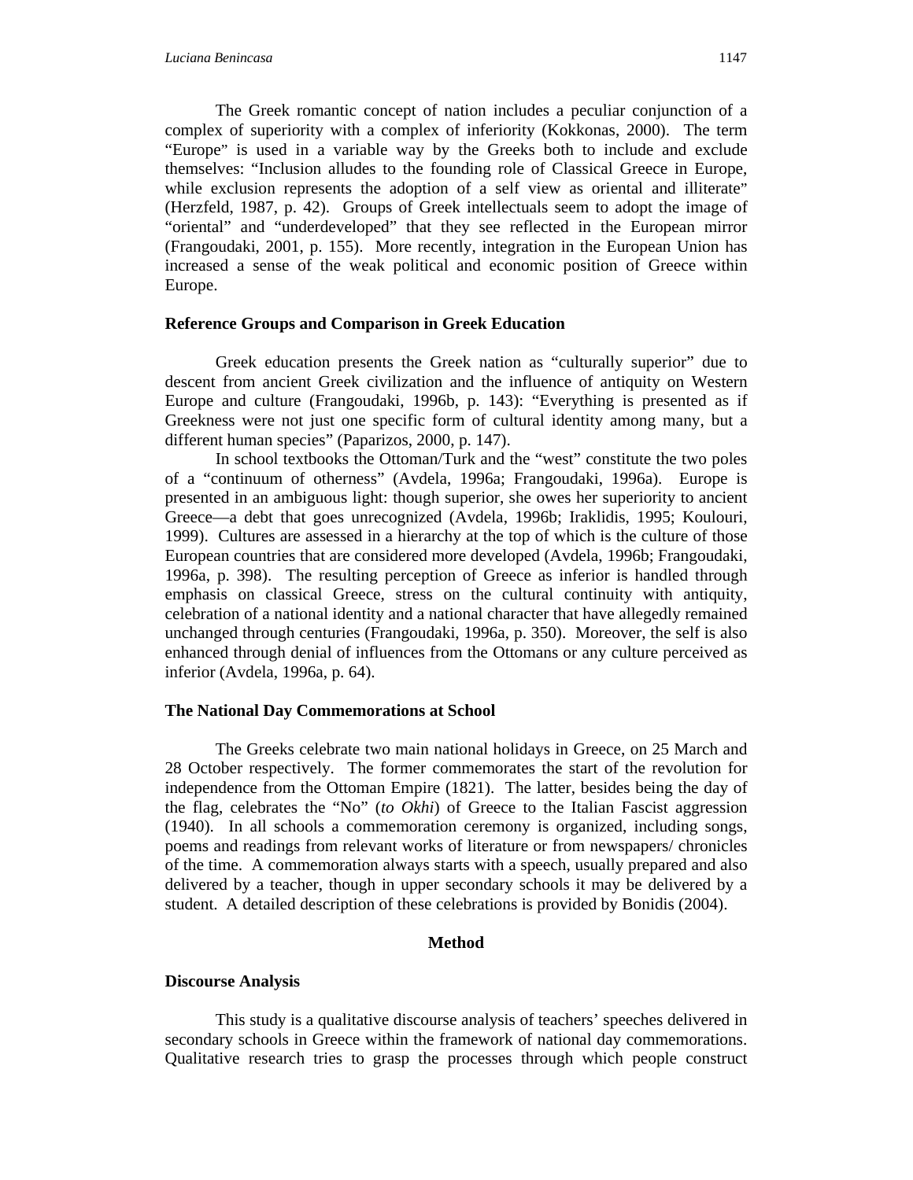The Greek romantic concept of nation includes a peculiar conjunction of a complex of superiority with a complex of inferiority (Kokkonas, 2000). The term "Europe" is used in a variable way by the Greeks both to include and exclude themselves: "Inclusion alludes to the founding role of Classical Greece in Europe, while exclusion represents the adoption of a self view as oriental and illiterate" (Herzfeld, 1987, p. 42). Groups of Greek intellectuals seem to adopt the image of "oriental" and "underdeveloped" that they see reflected in the European mirror (Frangoudaki, 2001, p. 155). More recently, integration in the European Union has increased a sense of the weak political and economic position of Greece within Europe.

### Reference Groups and Comparison in Greek Education

Greek education presents the Greek nation as "culturally superior" due to descent from ancient Greek civilization and the influence of antiquity on Western Europe and culture (Frangoudaki, 1996b, p. 143): "Everything is presented as if Greekness were not just one specific form of cultural identity among many, but a different human species" (Paparizos, 2000, p. 147).

In school textbooks the Ottoman/Turk and the "west" constitute the two poles of a "continuum of otherness" (Avdela, 1996a; Frangoudaki, 1996a). Europe is presented in an ambiguous light: though superior, she owes her superiority to ancient Greece—a debt that goes unrecognized (Avdela, 1996b; Iraklidis, 1995; Koulouri, 1999). Cultures are assessed in a hierarchy at the top of which is the culture of those European countries that are considered more developed (Avdela, 1996b; Frangoudaki, 1996a, p. 398). The resulting perception of Greece as inferior is handled through emphasis on classical Greece, stress on the cultural continuity with antiquity, celebration of a national identity and a national character that have allegedly remained unchanged through centuries (Frangoudaki, 1996a, p. 350). Moreover, the self is also enhanced through denial of influences from the Ottomans or any culture perceived as inferior (Avdela, 1996a, p. 64).

### The National Day Commemorations at School

The Greeks celebrate two main national holidays in Greece, on 25 March and 28 October respectively. The former commemorates the start of the revolution for independence from the Ottoman Empire (1821). The latter, besides being the day of the flag, celebrates the "No" (*to Okhi*) of Greece to the Italian Fascist aggression (1940). In all schools a commemoration ceremony is organized, including songs, poems and readings from relevant works of literature or from newspapers/ chronicles of the time. A commemoration always starts with a speech, usually prepared and also delivered by a teacher, though in upper secondary schools it may be delivered by a student. A detailed description of these celebrations is provided by Bonidis (2004).

## Method

### Discourse Analysis

This study is a qualitative discourse analysis of teachers' speeches delivered in secondary schools in Greece within the framework of national day commemorations. Qualitative research tries to grasp the processes through which people construct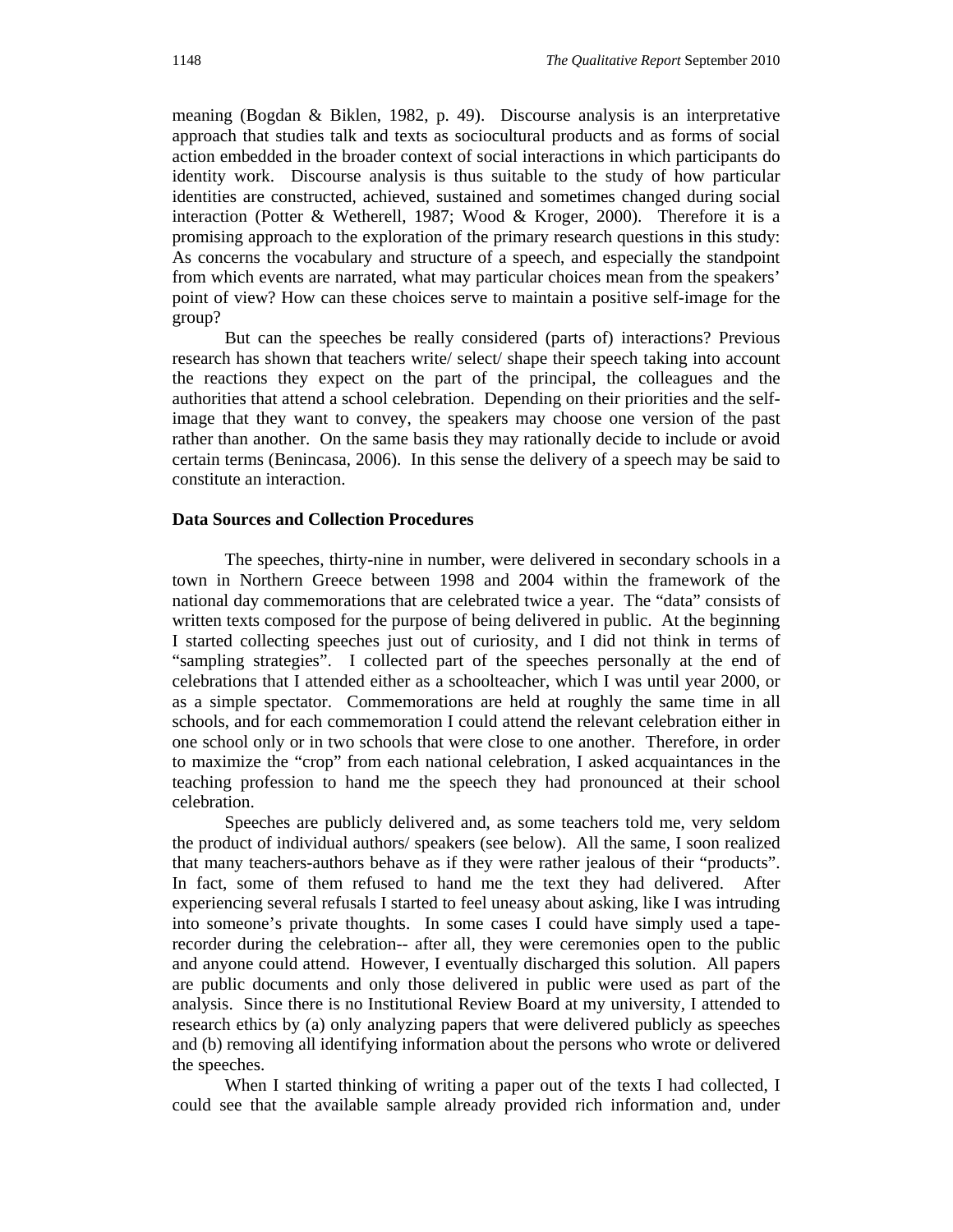meaning (Bogdan & Biklen, 1982, p. 49). Discourse analysis is an interpretative approach that studies talk and texts as sociocultural products and as forms of social action embedded in the broader context of social interactions in which participants do identity work. Discourse analysis is thus suitable to the study of how particular identities are constructed, achieved, sustained and sometimes changed during social interaction (Potter & Wetherell, 1987; Wood & Kroger, 2000). Therefore it is a promising approach to the exploration of the primary research questions in this study: As concerns the vocabulary and structure of a speech, and especially the standpoint from which events are narrated, what may particular choices mean from the speakers' point of view? How can these choices serve to maintain a positive self-image for the group?

But can the speeches be really considered (parts of) interactions? Previous research has shown that teachers write/ select/ shape their speech taking into account the reactions they expect on the part of the principal, the colleagues and the authorities that attend a school celebration. Depending on their priorities and the self-image that they want to convey, the speakers may choose one version of the past rather than another. On the same basis they may rationally decide to include or avoid certain terms (Benincasa, 2006). In this sense the delivery of a speech may be said to constitute an interaction.

### Data Sources and Collection Procedures

The speeches, thirty-nine in number, were delivered in secondary schools in a town in Northern Greece between 1998 and 2004 within the framework of the national day commemorations that are celebrated twice a year. The "data" consists of written texts composed for the purpose of being delivered in public. At the beginning I started collecting speeches just out of curiosity, and I did not think in terms of "sampling strategies". I collected part of the speeches personally at the end of celebrations that I attended either as a schoolteacher, which I was until year 2000, or as a simple spectator. Commemorations are held at roughly the same time in all schools, and for each commemoration I could attend the relevant celebration either in one school only or in two schools that were close to one another. Therefore, in order to maximize the "crop" from each national celebration, I asked acquaintances in the teaching profession to hand me the speech they had pronounced at their school celebration.

Speeches are publicly delivered and, as some teachers told me, very seldom the product of individual authors/ speakers (see below). All the same, I soon realized that many teachers-authors behave as if they were rather jealous of their "products". In fact, some of them refused to hand me the text they had delivered. After experiencing several refusals I started to feel uneasy about asking, like I was intruding into someone's private thoughts. In some cases I could have simply used a tape-recorder during the celebration-- after all, they were ceremonies open to the public and anyone could attend. However, I eventually discharged this solution. All papers are public documents and only those delivered in public were used as part of the analysis. Since there is no Institutional Review Board at my university, I attended to research ethics by (a) only analyzing papers that were delivered publicly as speeches and (b) removing all identifying information about the persons who wrote or delivered the speeches.

When I started thinking of writing a paper out of the texts I had collected, I could see that the available sample already provided rich information and, under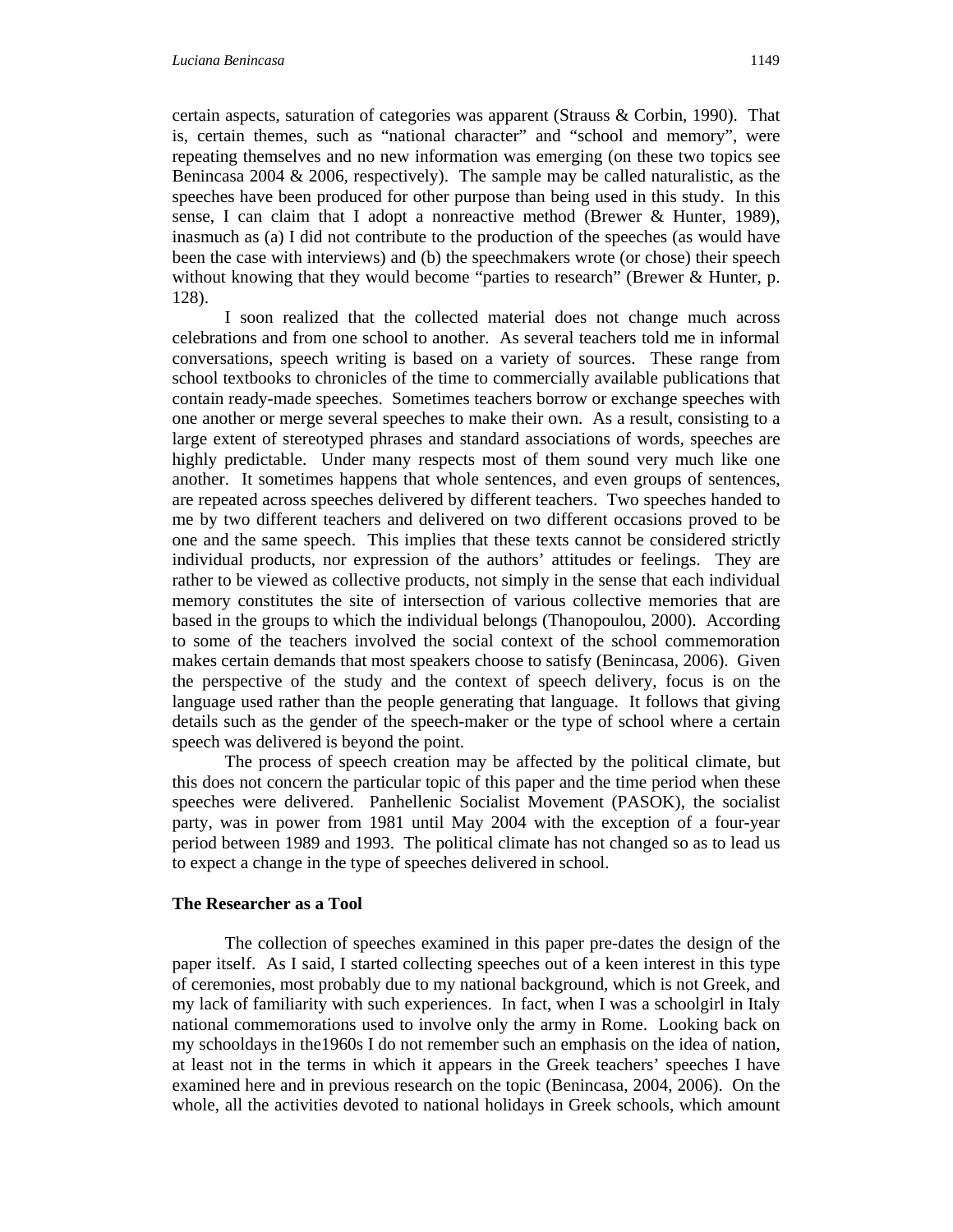certain aspects, saturation of categories was apparent (Strauss & Corbin, 1990). That is, certain themes, such as "national character" and "school and memory", were repeating themselves and no new information was emerging (on these two topics see Benincasa 2004 & 2006, respectively). The sample may be called naturalistic, as the speeches have been produced for other purpose than being used in this study. In this sense, I can claim that I adopt a nonreactive method (Brewer & Hunter, 1989), inasmuch as (a) I did not contribute to the production of the speeches (as would have been the case with interviews) and (b) the speechmakers wrote (or chose) their speech without knowing that they would become "parties to research" (Brewer & Hunter, p. 128).

I soon realized that the collected material does not change much across celebrations and from one school to another. As several teachers told me in informal conversations, speech writing is based on a variety of sources. These range from school textbooks to chronicles of the time to commercially available publications that contain ready-made speeches. Sometimes teachers borrow or exchange speeches with one another or merge several speeches to make their own. As a result, consisting to a large extent of stereotyped phrases and standard associations of words, speeches are highly predictable. Under many respects most of them sound very much like one another. It sometimes happens that whole sentences, and even groups of sentences, are repeated across speeches delivered by different teachers. Two speeches handed to me by two different teachers and delivered on two different occasions proved to be one and the same speech. This implies that these texts cannot be considered strictly individual products, nor expression of the authors' attitudes or feelings. They are rather to be viewed as collective products, not simply in the sense that each individual memory constitutes the site of intersection of various collective memories that are based in the groups to which the individual belongs (Thanopoulou, 2000). According to some of the teachers involved the social context of the school commemoration makes certain demands that most speakers choose to satisfy (Benincasa, 2006). Given the perspective of the study and the context of speech delivery, focus is on the language used rather than the people generating that language. It follows that giving details such as the gender of the speech-maker or the type of school where a certain speech was delivered is beyond the point.

The process of speech creation may be affected by the political climate, but this does not concern the particular topic of this paper and the time period when these speeches were delivered. Panhellenic Socialist Movement (PASOK), the socialist party, was in power from 1981 until May 2004 with the exception of a four-year period between 1989 and 1993. The political climate has not changed so as to lead us to expect a change in the type of speeches delivered in school.

## The Researcher as a Tool

The collection of speeches examined in this paper pre-dates the design of the paper itself. As I said, I started collecting speeches out of a keen interest in this type of ceremonies, most probably due to my national background, which is not Greek, and my lack of familiarity with such experiences. In fact, when I was a schoolgirl in Italy national commemorations used to involve only the army in Rome. Looking back on my schooldays in the1960s I do not remember such an emphasis on the idea of nation, at least not in the terms in which it appears in the Greek teachers' speeches I have examined here and in previous research on the topic (Benincasa, 2004, 2006). On the whole, all the activities devoted to national holidays in Greek schools, which amount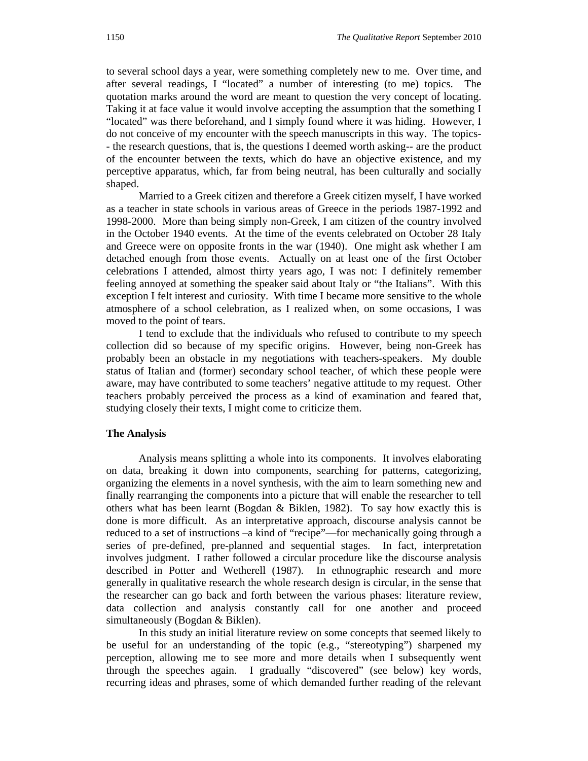to several school days a year, were something completely new to me. Over time, and after several readings, I "located" a number of interesting (to me) topics. The quotation marks around the word are meant to question the very concept of locating. Taking it at face value it would involve accepting the assumption that the something I "located" was there beforehand, and I simply found where it was hiding. However, I do not conceive of my encounter with the speech manuscripts in this way. The topics-- the research questions, that is, the questions I deemed worth asking-- are the product of the encounter between the texts, which do have an objective existence, and my perceptive apparatus, which, far from being neutral, has been culturally and socially shaped.

Married to a Greek citizen and therefore a Greek citizen myself, I have worked as a teacher in state schools in various areas of Greece in the periods 1987-1992 and 1998-2000. More than being simply non-Greek, I am citizen of the country involved in the October 1940 events. At the time of the events celebrated on October 28 Italy and Greece were on opposite fronts in the war (1940). One might ask whether I am detached enough from those events. Actually on at least one of the first October celebrations I attended, almost thirty years ago, I was not: I definitely remember feeling annoyed at something the speaker said about Italy or "the Italians". With this exception I felt interest and curiosity. With time I became more sensitive to the whole atmosphere of a school celebration, as I realized when, on some occasions, I was moved to the point of tears.

I tend to exclude that the individuals who refused to contribute to my speech collection did so because of my specific origins. However, being non-Greek has probably been an obstacle in my negotiations with teachers-speakers. My double status of Italian and (former) secondary school teacher, of which these people were aware, may have contributed to some teachers' negative attitude to my request. Other teachers probably perceived the process as a kind of examination and feared that, studying closely their texts, I might come to criticize them.

### The Analysis

Analysis means splitting a whole into its components. It involves elaborating on data, breaking it down into components, searching for patterns, categorizing, organizing the elements in a novel synthesis, with the aim to learn something new and finally rearranging the components into a picture that will enable the researcher to tell others what has been learnt (Bogdan & Biklen, 1982). To say how exactly this is done is more difficult. As an interpretative approach, discourse analysis cannot be reduced to a set of instructions –a kind of "recipe"—for mechanically going through a series of pre-defined, pre-planned and sequential stages. In fact, interpretation involves judgment. I rather followed a circular procedure like the discourse analysis described in Potter and Wetherell (1987). In ethnographic research and more generally in qualitative research the whole research design is circular, in the sense that the researcher can go back and forth between the various phases: literature review, data collection and analysis constantly call for one another and proceed simultaneously (Bogdan & Biklen).

In this study an initial literature review on some concepts that seemed likely to be useful for an understanding of the topic (e.g., "stereotyping") sharpened my perception, allowing me to see more and more details when I subsequently went through the speeches again. I gradually "discovered" (see below) key words, recurring ideas and phrases, some of which demanded further reading of the relevant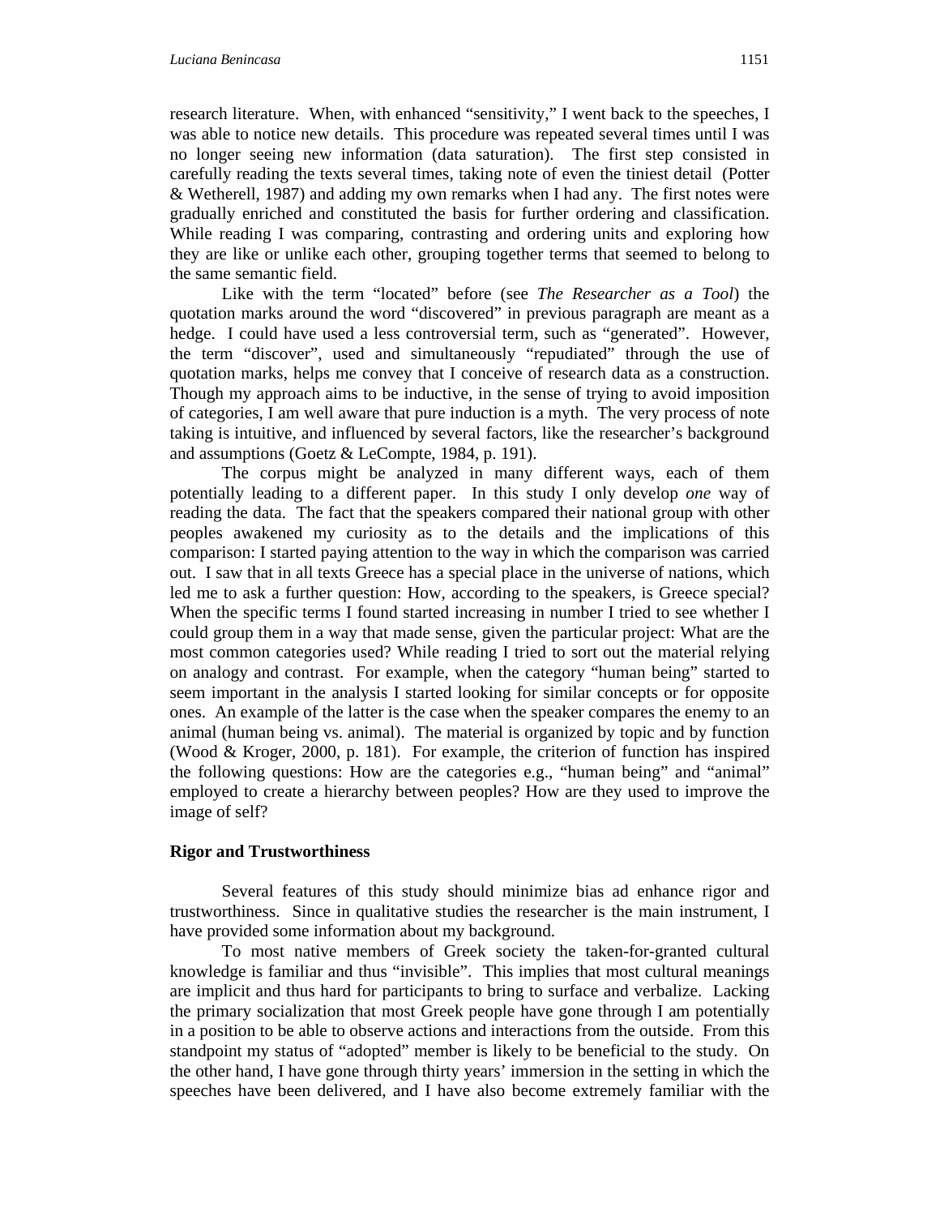research literature. When, with enhanced "sensitivity," I went back to the speeches, I was able to notice new details. This procedure was repeated several times until I was no longer seeing new information (data saturation). The first step consisted in carefully reading the texts several times, taking note of even the tiniest detail (Potter & Wetherell, 1987) and adding my own remarks when I had any. The first notes were gradually enriched and constituted the basis for further ordering and classification. While reading I was comparing, contrasting and ordering units and exploring how they are like or unlike each other, grouping together terms that seemed to belong to the same semantic field.

Like with the term "located" before (see *The Researcher as a Tool*) the quotation marks around the word "discovered" in previous paragraph are meant as a hedge. I could have used a less controversial term, such as "generated". However, the term "discover", used and simultaneously "repudiated" through the use of quotation marks, helps me convey that I conceive of research data as a construction. Though my approach aims to be inductive, in the sense of trying to avoid imposition of categories, I am well aware that pure induction is a myth. The very process of note taking is intuitive, and influenced by several factors, like the researcher's background and assumptions (Goetz & LeCompte, 1984, p. 191).

The corpus might be analyzed in many different ways, each of them potentially leading to a different paper. In this study I only develop *one* way of reading the data. The fact that the speakers compared their national group with other peoples awakened my curiosity as to the details and the implications of this comparison: I started paying attention to the way in which the comparison was carried out. I saw that in all texts Greece has a special place in the universe of nations, which led me to ask a further question: How, according to the speakers, is Greece special? When the specific terms I found started increasing in number I tried to see whether I could group them in a way that made sense, given the particular project: What are the most common categories used? While reading I tried to sort out the material relying on analogy and contrast. For example, when the category "human being" started to seem important in the analysis I started looking for similar concepts or for opposite ones. An example of the latter is the case when the speaker compares the enemy to an animal (human being vs. animal). The material is organized by topic and by function (Wood & Kroger, 2000, p. 181). For example, the criterion of function has inspired the following questions: How are the categories e.g., "human being" and "animal" employed to create a hierarchy between peoples? How are they used to improve the image of self?

### Rigor and Trustworthiness

Several features of this study should minimize bias ad enhance rigor and trustworthiness. Since in qualitative studies the researcher is the main instrument, I have provided some information about my background.

To most native members of Greek society the taken-for-granted cultural knowledge is familiar and thus "invisible". This implies that most cultural meanings are implicit and thus hard for participants to bring to surface and verbalize. Lacking the primary socialization that most Greek people have gone through I am potentially in a position to be able to observe actions and interactions from the outside. From this standpoint my status of "adopted" member is likely to be beneficial to the study. On the other hand, I have gone through thirty years' immersion in the setting in which the speeches have been delivered, and I have also become extremely familiar with the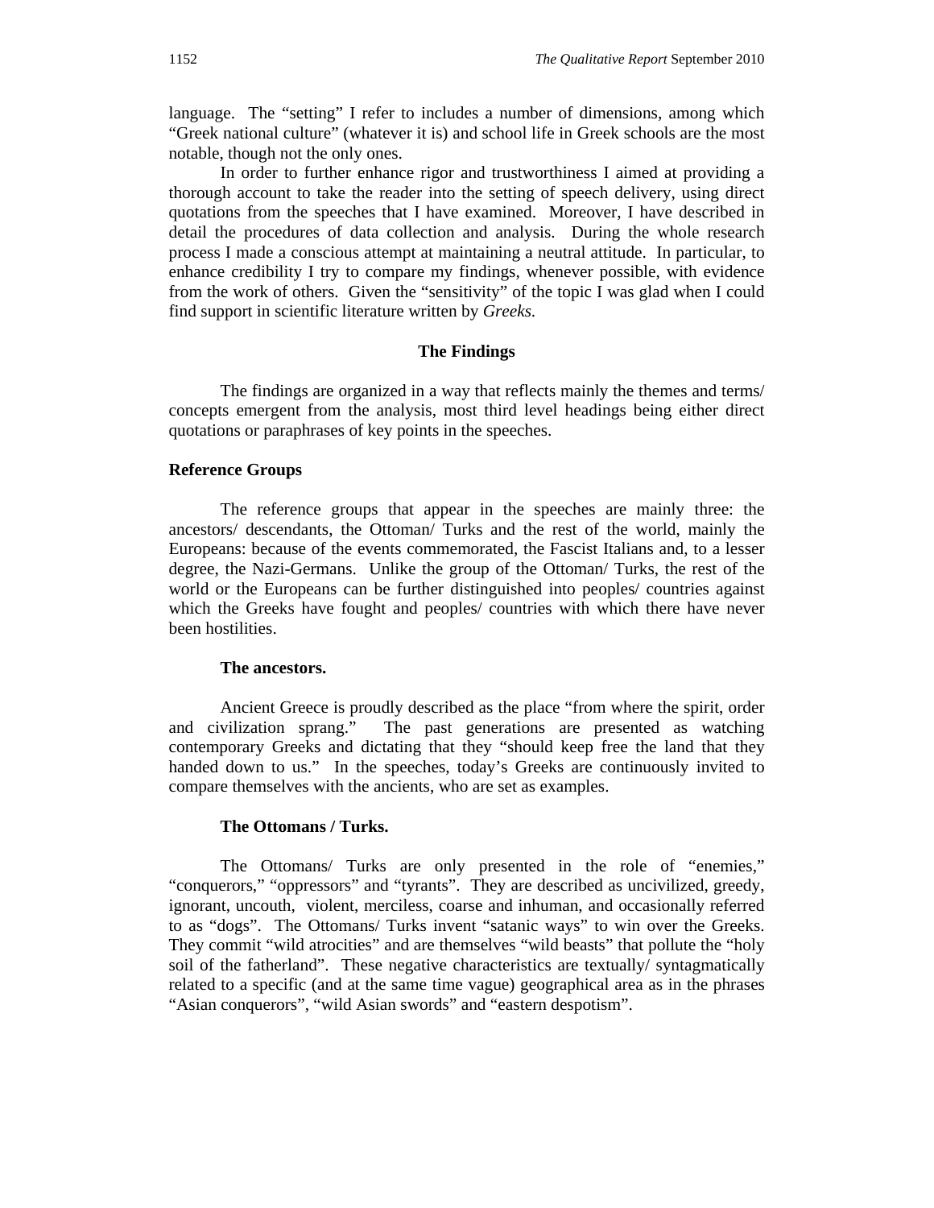language. The “setting” I refer to includes a number of dimensions, among which “Greek national culture” (whatever it is) and school life in Greek schools are the most notable, though not the only ones.

In order to further enhance rigor and trustworthiness I aimed at providing a thorough account to take the reader into the setting of speech delivery, using direct quotations from the speeches that I have examined. Moreover, I have described in detail the procedures of data collection and analysis. During the whole research process I made a conscious attempt at maintaining a neutral attitude. In particular, to enhance credibility I try to compare my findings, whenever possible, with evidence from the work of others. Given the “sensitivity” of the topic I was glad when I could find support in scientific literature written by *Greeks.*

## The Findings

The findings are organized in a way that reflects mainly the themes and terms/ concepts emergent from the analysis, most third level headings being either direct quotations or paraphrases of key points in the speeches.

### Reference Groups

The reference groups that appear in the speeches are mainly three: the ancestors/ descendants, the Ottoman/ Turks and the rest of the world, mainly the Europeans: because of the events commemorated, the Fascist Italians and, to a lesser degree, the Nazi-Germans. Unlike the group of the Ottoman/ Turks, the rest of the world or the Europeans can be further distinguished into peoples/ countries against which the Greeks have fought and peoples/ countries with which there have never been hostilities.

#### The ancestors.

Ancient Greece is proudly described as the place “from where the spirit, order and civilization sprang.” The past generations are presented as watching contemporary Greeks and dictating that they “should keep free the land that they handed down to us.” In the speeches, today’s Greeks are continuously invited to compare themselves with the ancients, who are set as examples.

#### The Ottomans / Turks.

The Ottomans/ Turks are only presented in the role of “enemies,” “conquerors,” “oppressors” and “tyrants”. They are described as uncivilized, greedy, ignorant, uncouth, violent, merciless, coarse and inhuman, and occasionally referred to as “dogs”. The Ottomans/ Turks invent “satanic ways” to win over the Greeks. They commit “wild atrocities” and are themselves “wild beasts” that pollute the “holy soil of the fatherland”. These negative characteristics are textually/ syntagmatically related to a specific (and at the same time vague) geographical area as in the phrases “Asian conquerors”, “wild Asian swords” and “eastern despotism”.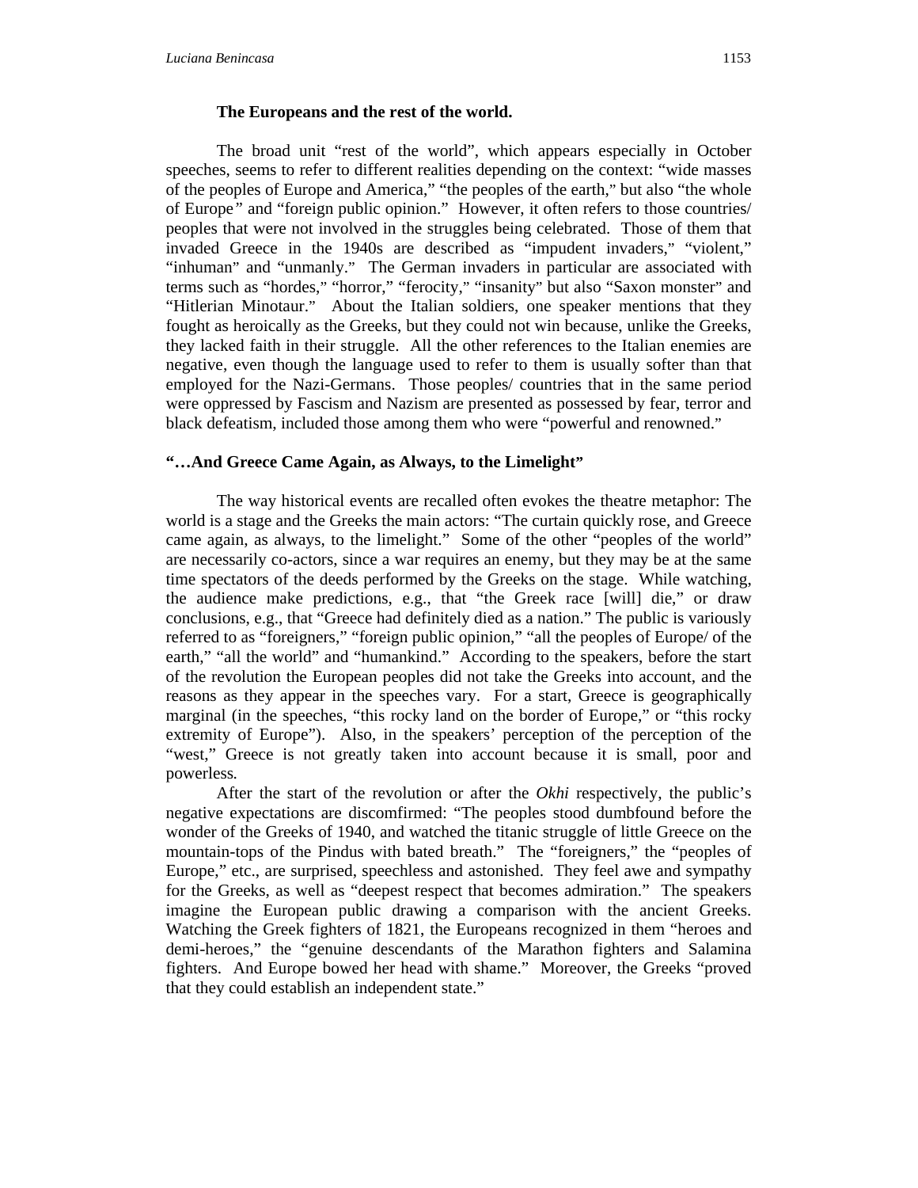### The Europeans and the rest of the world.

The broad unit "rest of the world", which appears especially in October speeches, seems to refer to different realities depending on the context: "wide masses of the peoples of Europe and America," "the peoples of the earth," but also "the whole of Europe" and "foreign public opinion." However, it often refers to those countries/ peoples that were not involved in the struggles being celebrated. Those of them that invaded Greece in the 1940s are described as "impudent invaders," "violent," "inhuman" and "unmanly." The German invaders in particular are associated with terms such as "hordes," "horror," "ferocity," "insanity" but also "Saxon monster" and "Hitlerian Minotaur." About the Italian soldiers, one speaker mentions that they fought as heroically as the Greeks, but they could not win because, unlike the Greeks, they lacked faith in their struggle. All the other references to the Italian enemies are negative, even though the language used to refer to them is usually softer than that employed for the Nazi-Germans. Those peoples/ countries that in the same period were oppressed by Fascism and Nazism are presented as possessed by fear, terror and black defeatism, included those among them who were "powerful and renowned."

### "…And Greece Came Again, as Always, to the Limelight"

The way historical events are recalled often evokes the theatre metaphor: The world is a stage and the Greeks the main actors: "The curtain quickly rose, and Greece came again, as always, to the limelight." Some of the other "peoples of the world" are necessarily co-actors, since a war requires an enemy, but they may be at the same time spectators of the deeds performed by the Greeks on the stage. While watching, the audience make predictions, e.g., that "the Greek race [will] die," or draw conclusions, e.g., that "Greece had definitely died as a nation." The public is variously referred to as "foreigners," "foreign public opinion," "all the peoples of Europe/ of the earth," "all the world" and "humankind." According to the speakers, before the start of the revolution the European peoples did not take the Greeks into account, and the reasons as they appear in the speeches vary. For a start, Greece is geographically marginal (in the speeches, "this rocky land on the border of Europe," or "this rocky extremity of Europe"). Also, in the speakers' perception of the perception of the "west," Greece is not greatly taken into account because it is small, poor and powerless.

After the start of the revolution or after the *Okhi* respectively, the public's negative expectations are discomfirmed: "The peoples stood dumbfound before the wonder of the Greeks of 1940, and watched the titanic struggle of little Greece on the mountain-tops of the Pindus with bated breath." The "foreigners," the "peoples of Europe," etc., are surprised, speechless and astonished. They feel awe and sympathy for the Greeks, as well as "deepest respect that becomes admiration." The speakers imagine the European public drawing a comparison with the ancient Greeks. Watching the Greek fighters of 1821, the Europeans recognized in them "heroes and demi-heroes," the "genuine descendants of the Marathon fighters and Salamina fighters. And Europe bowed her head with shame." Moreover, the Greeks "proved that they could establish an independent state."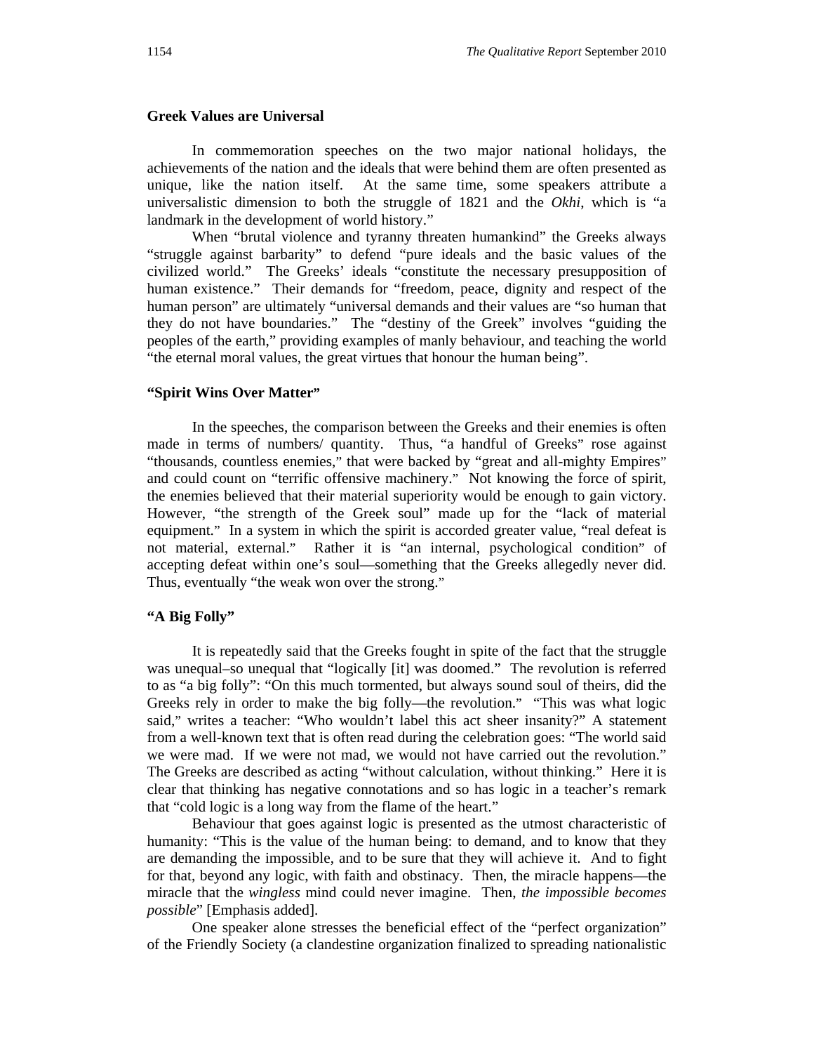**Greek Values are Universal**

In commemoration speeches on the two major national holidays, the achievements of the nation and the ideals that were behind them are often presented as unique, like the nation itself. At the same time, some speakers attribute a universalistic dimension to both the struggle of 1821 and the *Okhi*, which is "a landmark in the development of world history."

When "brutal violence and tyranny threaten humankind" the Greeks always "struggle against barbarity" to defend "pure ideals and the basic values of the civilized world." The Greeks' ideals "constitute the necessary presupposition of human existence." Their demands for "freedom, peace, dignity and respect of the human person" are ultimately "universal demands and their values are "so human that they do not have boundaries." The "destiny of the Greek" involves "guiding the peoples of the earth," providing examples of manly behaviour, and teaching the world "the eternal moral values, the great virtues that honour the human being".

**"Spirit Wins Over Matter"**

In the speeches, the comparison between the Greeks and their enemies is often made in terms of numbers/ quantity. Thus, "a handful of Greeks" rose against "thousands, countless enemies," that were backed by "great and all-mighty Empires" and could count on "terrific offensive machinery." Not knowing the force of spirit, the enemies believed that their material superiority would be enough to gain victory. However, "the strength of the Greek soul" made up for the "lack of material equipment." In a system in which the spirit is accorded greater value, "real defeat is not material, external." Rather it is "an internal, psychological condition" of accepting defeat within one's soul—something that the Greeks allegedly never did. Thus, eventually "the weak won over the strong."

**"A Big Folly"**

It is repeatedly said that the Greeks fought in spite of the fact that the struggle was unequal–so unequal that "logically [it] was doomed." The revolution is referred to as "a big folly": "On this much tormented, but always sound soul of theirs, did the Greeks rely in order to make the big folly—the revolution." "This was what logic said," writes a teacher: "Who wouldn't label this act sheer insanity?" A statement from a well-known text that is often read during the celebration goes: "The world said we were mad. If we were not mad, we would not have carried out the revolution." The Greeks are described as acting "without calculation, without thinking." Here it is clear that thinking has negative connotations and so has logic in a teacher's remark that "cold logic is a long way from the flame of the heart."

Behaviour that goes against logic is presented as the utmost characteristic of humanity: "This is the value of the human being: to demand, and to know that they are demanding the impossible, and to be sure that they will achieve it. And to fight for that, beyond any logic, with faith and obstinacy. Then, the miracle happens—the miracle that the *wingless* mind could never imagine. Then, *the impossible becomes possible*" [Emphasis added].

One speaker alone stresses the beneficial effect of the "perfect organization" of the Friendly Society (a clandestine organization finalized to spreading nationalistic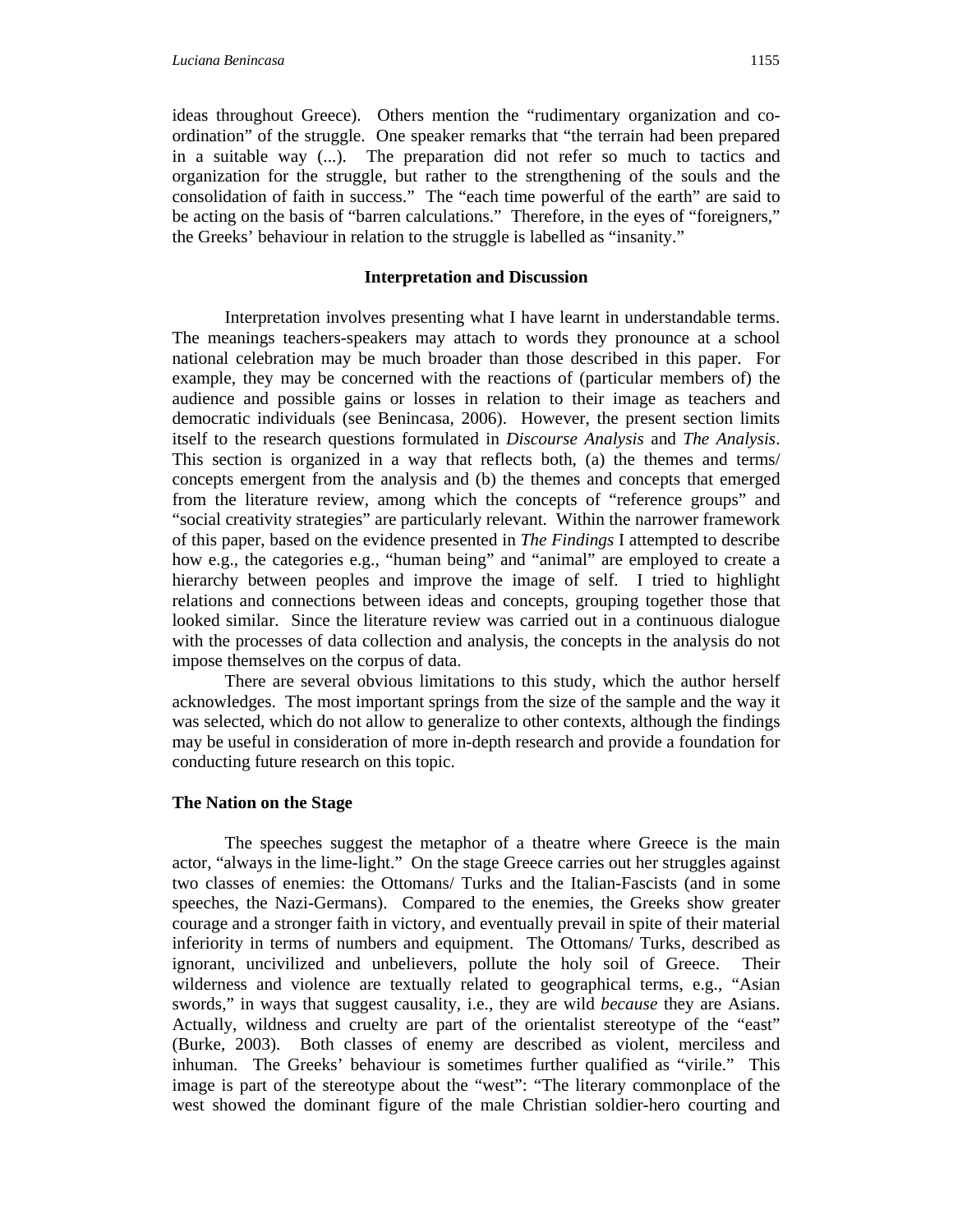ideas throughout Greece). Others mention the "rudimentary organization and co-ordination" of the struggle. One speaker remarks that "the terrain had been prepared in a suitable way (...). The preparation did not refer so much to tactics and organization for the struggle, but rather to the strengthening of the souls and the consolidation of faith in success." The "each time powerful of the earth" are said to be acting on the basis of "barren calculations." Therefore, in the eyes of "foreigners," the Greeks' behaviour in relation to the struggle is labelled as "insanity."

## Interpretation and Discussion

Interpretation involves presenting what I have learnt in understandable terms. The meanings teachers-speakers may attach to words they pronounce at a school national celebration may be much broader than those described in this paper. For example, they may be concerned with the reactions of (particular members of) the audience and possible gains or losses in relation to their image as teachers and democratic individuals (see Benincasa, 2006). However, the present section limits itself to the research questions formulated in *Discourse Analysis* and *The Analysis*. This section is organized in a way that reflects both, (a) the themes and terms/ concepts emergent from the analysis and (b) the themes and concepts that emerged from the literature review, among which the concepts of "reference groups" and "social creativity strategies" are particularly relevant. Within the narrower framework of this paper, based on the evidence presented in *The Findings* I attempted to describe how e.g., the categories e.g., "human being" and "animal" are employed to create a hierarchy between peoples and improve the image of self. I tried to highlight relations and connections between ideas and concepts, grouping together those that looked similar. Since the literature review was carried out in a continuous dialogue with the processes of data collection and analysis, the concepts in the analysis do not impose themselves on the corpus of data.

There are several obvious limitations to this study, which the author herself acknowledges. The most important springs from the size of the sample and the way it was selected, which do not allow to generalize to other contexts, although the findings may be useful in consideration of more in-depth research and provide a foundation for conducting future research on this topic.

### The Nation on the Stage

The speeches suggest the metaphor of a theatre where Greece is the main actor, "always in the lime-light." On the stage Greece carries out her struggles against two classes of enemies: the Ottomans/ Turks and the Italian-Fascists (and in some speeches, the Nazi-Germans). Compared to the enemies, the Greeks show greater courage and a stronger faith in victory, and eventually prevail in spite of their material inferiority in terms of numbers and equipment. The Ottomans/ Turks, described as ignorant, uncivilized and unbelievers, pollute the holy soil of Greece. Their wilderness and violence are textually related to geographical terms, e.g., "Asian swords," in ways that suggest causality, i.e., they are wild *because* they are Asians. Actually, wildness and cruelty are part of the orientalist stereotype of the "east" (Burke, 2003). Both classes of enemy are described as violent, merciless and inhuman. The Greeks' behaviour is sometimes further qualified as "virile." This image is part of the stereotype about the "west": "The literary commonplace of the west showed the dominant figure of the male Christian soldier-hero courting and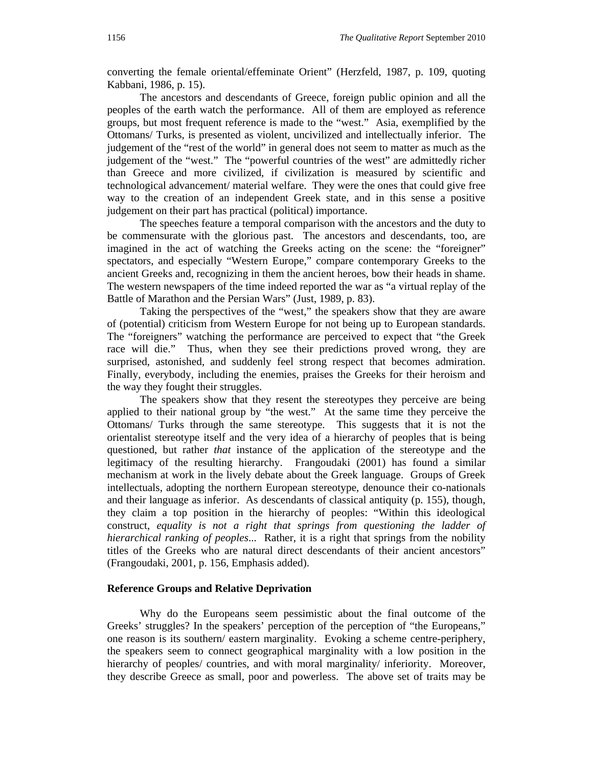converting the female oriental/effeminate Orient" (Herzfeld, 1987, p. 109, quoting Kabbani, 1986, p. 15).

The ancestors and descendants of Greece, foreign public opinion and all the peoples of the earth watch the performance. All of them are employed as reference groups, but most frequent reference is made to the "west." Asia, exemplified by the Ottomans/ Turks, is presented as violent, uncivilized and intellectually inferior. The judgement of the "rest of the world" in general does not seem to matter as much as the judgement of the "west." The "powerful countries of the west" are admittedly richer than Greece and more civilized, if civilization is measured by scientific and technological advancement/ material welfare. They were the ones that could give free way to the creation of an independent Greek state, and in this sense a positive judgement on their part has practical (political) importance.

The speeches feature a temporal comparison with the ancestors and the duty to be commensurate with the glorious past. The ancestors and descendants, too, are imagined in the act of watching the Greeks acting on the scene: the "foreigner" spectators, and especially "Western Europe," compare contemporary Greeks to the ancient Greeks and, recognizing in them the ancient heroes, bow their heads in shame. The western newspapers of the time indeed reported the war as "a virtual replay of the Battle of Marathon and the Persian Wars" (Just, 1989, p. 83).

Taking the perspectives of the "west," the speakers show that they are aware of (potential) criticism from Western Europe for not being up to European standards. The "foreigners" watching the performance are perceived to expect that "the Greek race will die." Thus, when they see their predictions proved wrong, they are surprised, astonished, and suddenly feel strong respect that becomes admiration. Finally, everybody, including the enemies, praises the Greeks for their heroism and the way they fought their struggles.

The speakers show that they resent the stereotypes they perceive are being applied to their national group by "the west." At the same time they perceive the Ottomans/ Turks through the same stereotype. This suggests that it is not the orientalist stereotype itself and the very idea of a hierarchy of peoples that is being questioned, but rather *that* instance of the application of the stereotype and the legitimacy of the resulting hierarchy. Frangoudaki (2001) has found a similar mechanism at work in the lively debate about the Greek language. Groups of Greek intellectuals, adopting the northern European stereotype, denounce their co-nationals and their language as inferior. As descendants of classical antiquity (p. 155), though, they claim a top position in the hierarchy of peoples: "Within this ideological construct, *equality is not a right that springs from questioning the ladder of hierarchical ranking of peoples*... Rather, it is a right that springs from the nobility titles of the Greeks who are natural direct descendants of their ancient ancestors" (Frangoudaki, 2001, p. 156, Emphasis added).

## Reference Groups and Relative Deprivation

Why do the Europeans seem pessimistic about the final outcome of the Greeks' struggles? In the speakers' perception of the perception of "the Europeans," one reason is its southern/ eastern marginality. Evoking a scheme centre-periphery, the speakers seem to connect geographical marginality with a low position in the hierarchy of peoples/ countries, and with moral marginality/ inferiority. Moreover, they describe Greece as small, poor and powerless. The above set of traits may be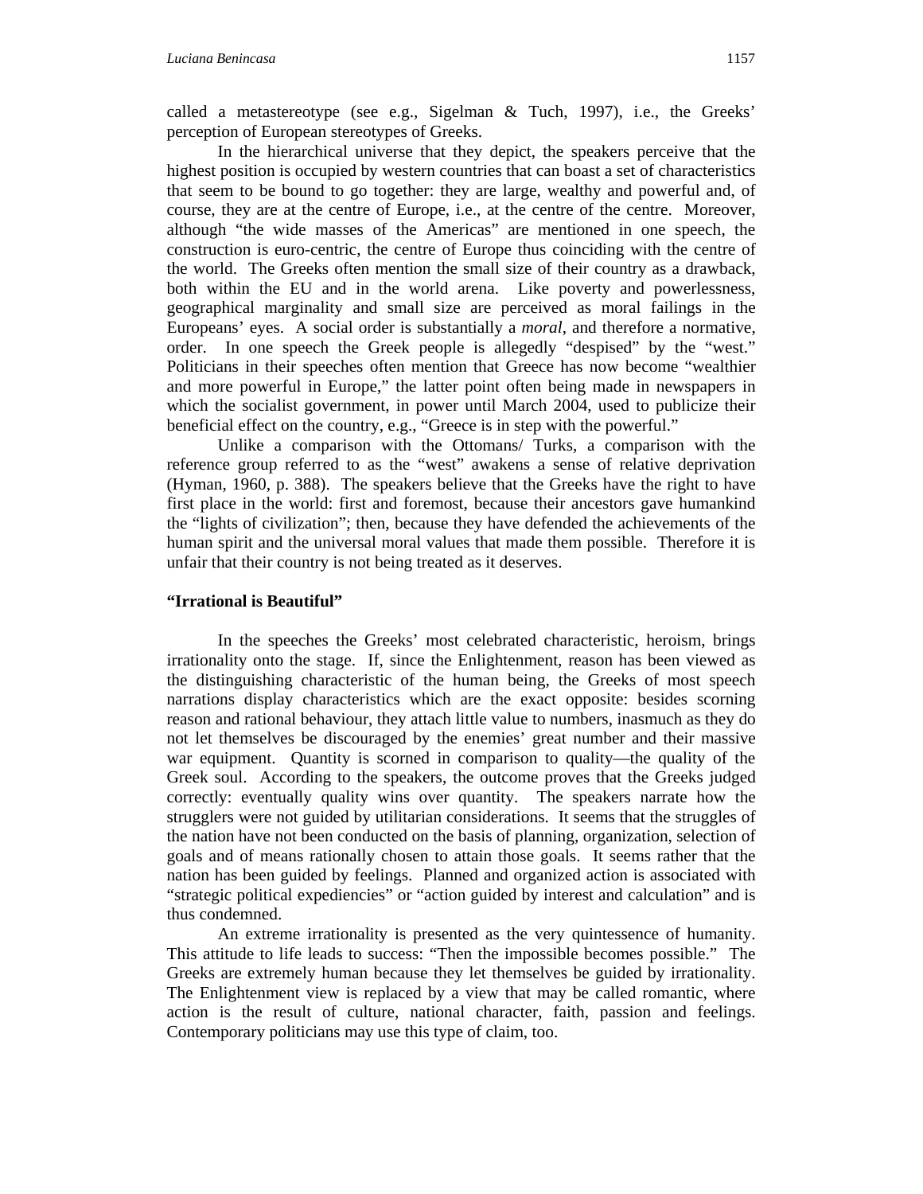called a metastereotype (see e.g., Sigelman & Tuch, 1997), i.e., the Greeks' perception of European stereotypes of Greeks.

In the hierarchical universe that they depict, the speakers perceive that the highest position is occupied by western countries that can boast a set of characteristics that seem to be bound to go together: they are large, wealthy and powerful and, of course, they are at the centre of Europe, i.e., at the centre of the centre. Moreover, although "the wide masses of the Americas" are mentioned in one speech, the construction is euro-centric, the centre of Europe thus coinciding with the centre of the world. The Greeks often mention the small size of their country as a drawback, both within the EU and in the world arena. Like poverty and powerlessness, geographical marginality and small size are perceived as moral failings in the Europeans' eyes. A social order is substantially a *moral*, and therefore a normative, order. In one speech the Greek people is allegedly "despised" by the "west." Politicians in their speeches often mention that Greece has now become "wealthier and more powerful in Europe," the latter point often being made in newspapers in which the socialist government, in power until March 2004, used to publicize their beneficial effect on the country, e.g., "Greece is in step with the powerful."

Unlike a comparison with the Ottomans/ Turks, a comparison with the reference group referred to as the "west" awakens a sense of relative deprivation (Hyman, 1960, p. 388). The speakers believe that the Greeks have the right to have first place in the world: first and foremost, because their ancestors gave humankind the "lights of civilization"; then, because they have defended the achievements of the human spirit and the universal moral values that made them possible. Therefore it is unfair that their country is not being treated as it deserves.

### "Irrational is Beautiful"

In the speeches the Greeks' most celebrated characteristic, heroism, brings irrationality onto the stage. If, since the Enlightenment, reason has been viewed as the distinguishing characteristic of the human being, the Greeks of most speech narrations display characteristics which are the exact opposite: besides scorning reason and rational behaviour, they attach little value to numbers, inasmuch as they do not let themselves be discouraged by the enemies' great number and their massive war equipment. Quantity is scorned in comparison to quality—the quality of the Greek soul. According to the speakers, the outcome proves that the Greeks judged correctly: eventually quality wins over quantity. The speakers narrate how the strugglers were not guided by utilitarian considerations. It seems that the struggles of the nation have not been conducted on the basis of planning, organization, selection of goals and of means rationally chosen to attain those goals. It seems rather that the nation has been guided by feelings. Planned and organized action is associated with "strategic political expediencies" or "action guided by interest and calculation" and is thus condemned.

An extreme irrationality is presented as the very quintessence of humanity. This attitude to life leads to success: "Then the impossible becomes possible." The Greeks are extremely human because they let themselves be guided by irrationality. The Enlightenment view is replaced by a view that may be called romantic, where action is the result of culture, national character, faith, passion and feelings. Contemporary politicians may use this type of claim, too.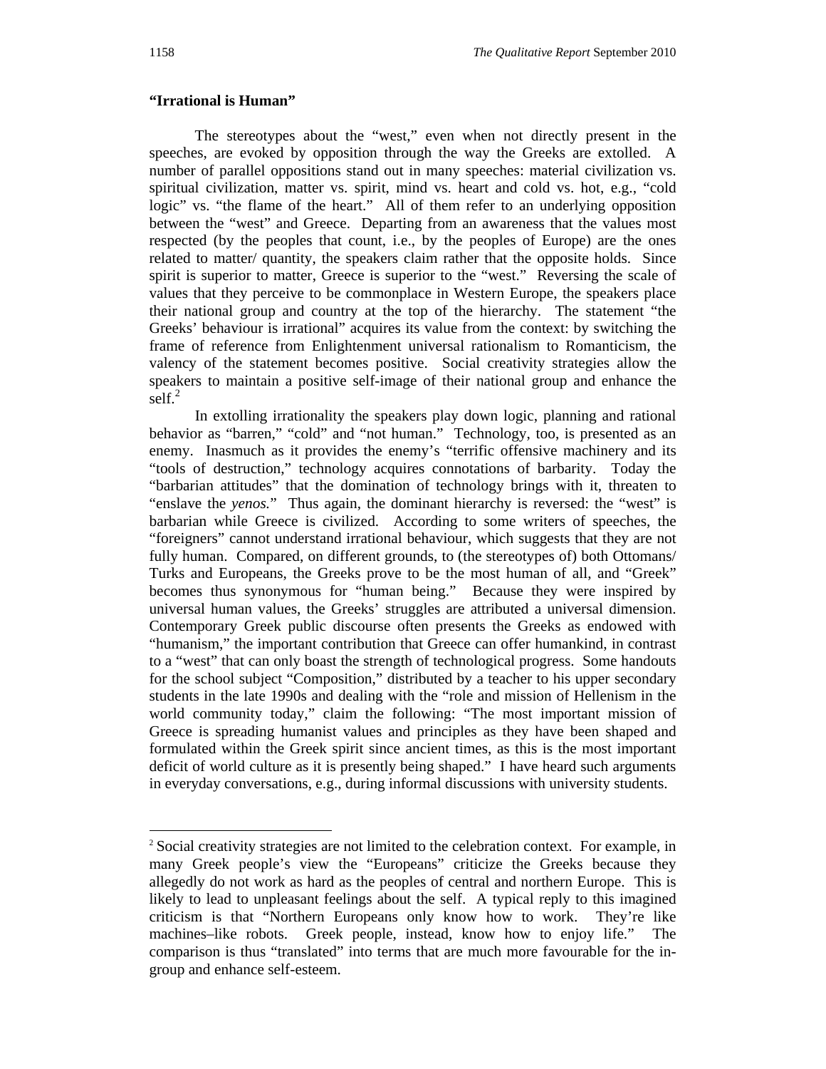**“Irrational is Human”**

The stereotypes about the “west,” even when not directly present in the speeches, are evoked by opposition through the way the Greeks are extolled. A number of parallel oppositions stand out in many speeches: material civilization vs. spiritual civilization, matter vs. spirit, mind vs. heart and cold vs. hot, e.g., “cold logic” vs. “the flame of the heart.” All of them refer to an underlying opposition between the “west” and Greece. Departing from an awareness that the values most respected (by the peoples that count, i.e., by the peoples of Europe) are the ones related to matter/ quantity, the speakers claim rather that the opposite holds. Since spirit is superior to matter, Greece is superior to the “west.” Reversing the scale of values that they perceive to be commonplace in Western Europe, the speakers place their national group and country at the top of the hierarchy. The statement “the Greeks’ behaviour is irrational” acquires its value from the context: by switching the frame of reference from Enlightenment universal rationalism to Romanticism, the valency of the statement becomes positive. Social creativity strategies allow the speakers to maintain a positive self-image of their national group and enhance the self.[2]

In extolling irrationality the speakers play down logic, planning and rational behavior as “barren,” “cold” and “not human.” Technology, too, is presented as an enemy. Inasmuch as it provides the enemy’s “terrific offensive machinery and its “tools of destruction,” technology acquires connotations of barbarity. Today the “barbarian attitudes” that the domination of technology brings with it, threaten to “enslave the *yenos.*” Thus again, the dominant hierarchy is reversed: the “west” is barbarian while Greece is civilized. According to some writers of speeches, the “foreigners” cannot understand irrational behaviour, which suggests that they are not fully human. Compared, on different grounds, to (the stereotypes of) both Ottomans/ Turks and Europeans, the Greeks prove to be the most human of all, and “Greek” becomes thus synonymous for “human being.” Because they were inspired by universal human values, the Greeks’ struggles are attributed a universal dimension. Contemporary Greek public discourse often presents the Greeks as endowed with “humanism,” the important contribution that Greece can offer humankind, in contrast to a “west” that can only boast the strength of technological progress. Some handouts for the school subject “Composition,” distributed by a teacher to his upper secondary students in the late 1990s and dealing with the “role and mission of Hellenism in the world community today,” claim the following: “The most important mission of Greece is spreading humanist values and principles as they have been shaped and formulated within the Greek spirit since ancient times, as this is the most important deficit of world culture as it is presently being shaped.” I have heard such arguments in everyday conversations, e.g., during informal discussions with university students.

---

[2] Social creativity strategies are not limited to the celebration context. For example, in many Greek people’s view the “Europeans” criticize the Greeks because they allegedly do not work as hard as the peoples of central and northern Europe. This is likely to lead to unpleasant feelings about the self. A typical reply to this imagined criticism is that “Northern Europeans only know how to work. They’re like machines–like robots. Greek people, instead, know how to enjoy life.” The comparison is thus “translated” into terms that are much more favourable for the in-group and enhance self-esteem.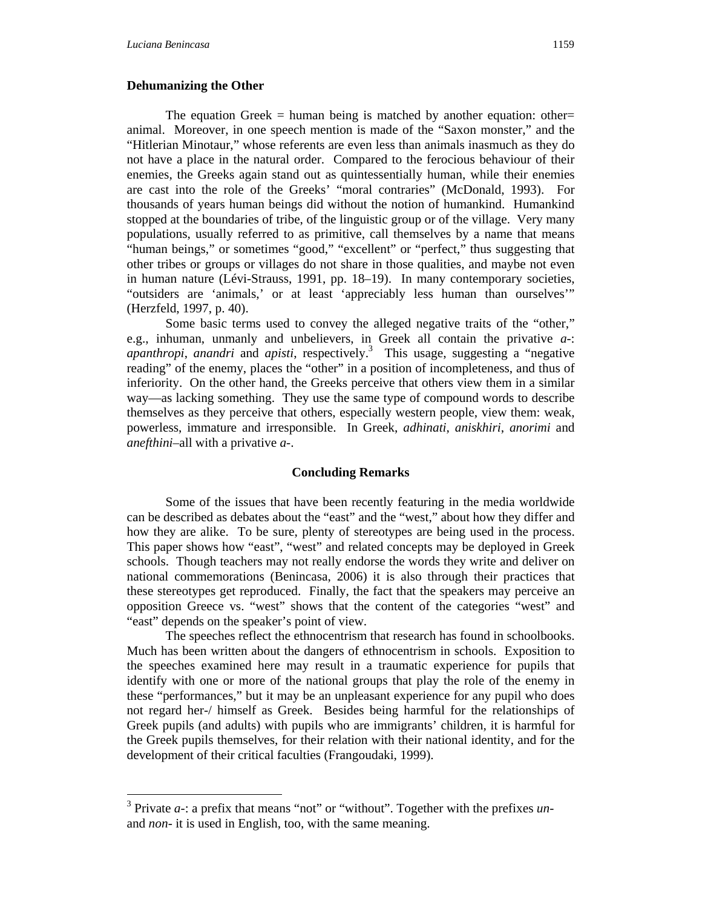## Dehumanizing the Other

The equation Greek = human being is matched by another equation: other= animal. Moreover, in one speech mention is made of the "Saxon monster," and the "Hitlerian Minotaur," whose referents are even less than animals inasmuch as they do not have a place in the natural order. Compared to the ferocious behaviour of their enemies, the Greeks again stand out as quintessentially human, while their enemies are cast into the role of the Greeks' "moral contraries" (McDonald, 1993). For thousands of years human beings did without the notion of humankind. Humankind stopped at the boundaries of tribe, of the linguistic group or of the village. Very many populations, usually referred to as primitive, call themselves by a name that means "human beings," or sometimes "good," "excellent" or "perfect," thus suggesting that other tribes or groups or villages do not share in those qualities, and maybe not even in human nature (Lévi-Strauss, 1991, pp. 18–19). In many contemporary societies, "outsiders are 'animals,' or at least 'appreciably less human than ourselves'" (Herzfeld, 1997, p. 40).

Some basic terms used to convey the alleged negative traits of the "other," e.g., inhuman, unmanly and unbelievers, in Greek all contain the privative *a-*: *apanthropi*, *anandri* and *apisti*, respectively.[3] This usage, suggesting a "negative reading" of the enemy, places the "other" in a position of incompleteness, and thus of inferiority. On the other hand, the Greeks perceive that others view them in a similar way—as lacking something. They use the same type of compound words to describe themselves as they perceive that others, especially western people, view them: weak, powerless, immature and irresponsible. In Greek, *adhinati*, *aniskhiri*, *anorimi* and *anefthini*–all with a privative *a-*.

## Concluding Remarks

Some of the issues that have been recently featuring in the media worldwide can be described as debates about the "east" and the "west," about how they differ and how they are alike. To be sure, plenty of stereotypes are being used in the process. This paper shows how "east", "west" and related concepts may be deployed in Greek schools. Though teachers may not really endorse the words they write and deliver on national commemorations (Benincasa, 2006) it is also through their practices that these stereotypes get reproduced. Finally, the fact that the speakers may perceive an opposition Greece vs. "west" shows that the content of the categories "west" and "east" depends on the speaker's point of view.

The speeches reflect the ethnocentrism that research has found in schoolbooks. Much has been written about the dangers of ethnocentrism in schools. Exposition to the speeches examined here may result in a traumatic experience for pupils that identify with one or more of the national groups that play the role of the enemy in these "performances," but it may be an unpleasant experience for any pupil who does not regard her-/ himself as Greek. Besides being harmful for the relationships of Greek pupils (and adults) with pupils who are immigrants' children, it is harmful for the Greek pupils themselves, for their relation with their national identity, and for the development of their critical faculties (Frangoudaki, 1999).

---

[3] Private *a-*: a prefix that means "not" or "without". Together with the prefixes *un-* and *non-* it is used in English, too, with the same meaning.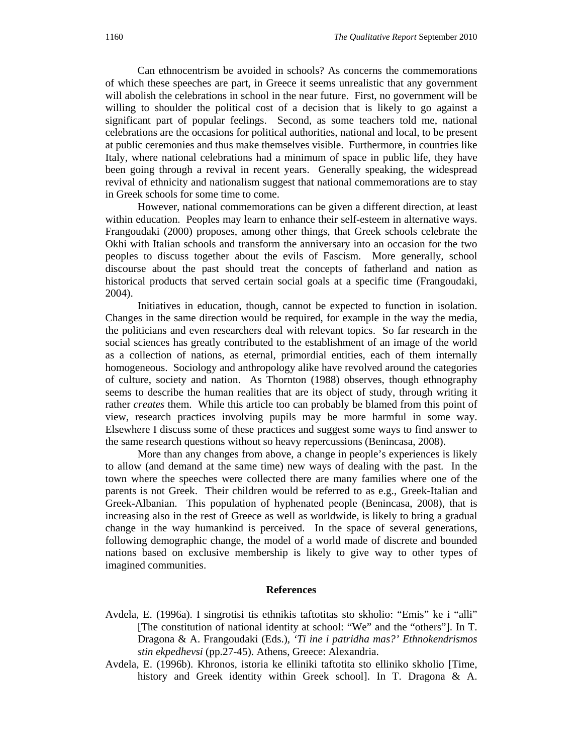Can ethnocentrism be avoided in schools? As concerns the commemorations of which these speeches are part, in Greece it seems unrealistic that any government will abolish the celebrations in school in the near future. First, no government will be willing to shoulder the political cost of a decision that is likely to go against a significant part of popular feelings. Second, as some teachers told me, national celebrations are the occasions for political authorities, national and local, to be present at public ceremonies and thus make themselves visible. Furthermore, in countries like Italy, where national celebrations had a minimum of space in public life, they have been going through a revival in recent years. Generally speaking, the widespread revival of ethnicity and nationalism suggest that national commemorations are to stay in Greek schools for some time to come.

However, national commemorations can be given a different direction, at least within education. Peoples may learn to enhance their self-esteem in alternative ways. Frangoudaki (2000) proposes, among other things, that Greek schools celebrate the Okhi with Italian schools and transform the anniversary into an occasion for the two peoples to discuss together about the evils of Fascism. More generally, school discourse about the past should treat the concepts of fatherland and nation as historical products that served certain social goals at a specific time (Frangoudaki, 2004).

Initiatives in education, though, cannot be expected to function in isolation. Changes in the same direction would be required, for example in the way the media, the politicians and even researchers deal with relevant topics. So far research in the social sciences has greatly contributed to the establishment of an image of the world as a collection of nations, as eternal, primordial entities, each of them internally homogeneous. Sociology and anthropology alike have revolved around the categories of culture, society and nation. As Thornton (1988) observes, though ethnography seems to describe the human realities that are its object of study, through writing it rather *creates* them. While this article too can probably be blamed from this point of view, research practices involving pupils may be more harmful in some way. Elsewhere I discuss some of these practices and suggest some ways to find answer to the same research questions without so heavy repercussions (Benincasa, 2008).

More than any changes from above, a change in people's experiences is likely to allow (and demand at the same time) new ways of dealing with the past. In the town where the speeches were collected there are many families where one of the parents is not Greek. Their children would be referred to as e.g., Greek-Italian and Greek-Albanian. This population of hyphenated people (Benincasa, 2008), that is increasing also in the rest of Greece as well as worldwide, is likely to bring a gradual change in the way humankind is perceived. In the space of several generations, following demographic change, the model of a world made of discrete and bounded nations based on exclusive membership is likely to give way to other types of imagined communities.

## References

Avdela, E. (1996a). I singrotisi tis ethnikis taftotitas sto skholio: "Emis" ke i "alli" [The constitution of national identity at school: "We" and the "others"]. In T. Dragona & A. Frangoudaki (Eds.), *'Ti ine i patridha mas?' Ethnokendrismos stin ekpedhevsi* (pp.27-45). Athens, Greece: Alexandria.

Avdela, E. (1996b). Khronos, istoria ke elliniki taftotita sto elliniko skholio [Time, history and Greek identity within Greek school]. In T. Dragona & A.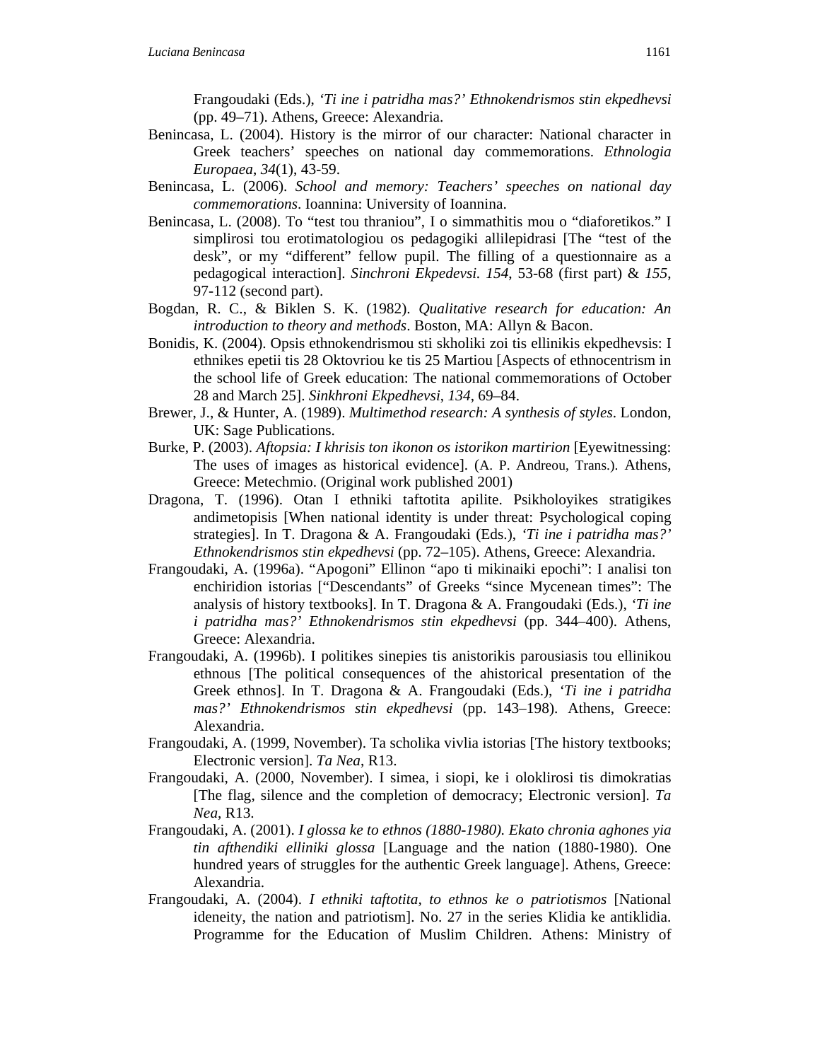Frangoudaki (Eds.), *'Ti ine i patridha mas?' Ethnokendrismos stin ekpedhevsi* (pp. 49–71). Athens, Greece: Alexandria.

Benincasa, L. (2004). History is the mirror of our character: National character in Greek teachers' speeches on national day commemorations. *Ethnologia Europaea*, *34*(1), 43-59.

Benincasa, L. (2006). *School and memory: Teachers' speeches on national day commemorations*. Ioannina: University of Ioannina.

Benincasa, L. (2008). To "test tou thraniou", I o simmathitis mou o "diaforetikos." I simplirosi tou erotimatologiou os pedagogiki allilepidrasi [The "test of the desk", or my "different" fellow pupil. The filling of a questionnaire as a pedagogical interaction]. *Sinchroni Ekpedevsi. 154*, 53-68 (first part) & *155*, 97-112 (second part).

Bogdan, R. C., & Biklen S. K. (1982). *Qualitative research for education: An introduction to theory and methods*. Boston, MA: Allyn & Bacon.

Bonidis, K. (2004). Opsis ethnokendrismou sti skholiki zoi tis ellinikis ekpedhevsis: I ethnikes epetii tis 28 Oktovriou ke tis 25 Martiou [Aspects of ethnocentrism in the school life of Greek education: The national commemorations of October 28 and March 25]. *Sinkhroni Ekpedhevsi*, *134*, 69–84.

Brewer, J., & Hunter, A. (1989). *Multimethod research: A synthesis of styles*. London, UK: Sage Publications.

Burke, P. (2003). *Aftopsia: I khrisis ton ikonon os istorikon martirion* [Eyewitnessing: The uses of images as historical evidence]. (A. P. Andreou, Trans.). Athens, Greece: Metechmio. (Original work published 2001)

Dragona, T. (1996). Otan I ethniki taftotita apilite. Psikholoyikes stratigikes andimetopisis [When national identity is under threat: Psychological coping strategies]. In T. Dragona & A. Frangoudaki (Eds.), *'Ti ine i patridha mas?' Ethnokendrismos stin ekpedhevsi* (pp. 72–105). Athens, Greece: Alexandria.

Frangoudaki, A. (1996a). "Apogoni" Ellinon "apo ti mikinaiki epochi": I analisi ton enchiridion istorias ["Descendants" of Greeks "since Mycenean times": The analysis of history textbooks]. In T. Dragona & A. Frangoudaki (Eds.), *'Ti ine i patridha mas?' Ethnokendrismos stin ekpedhevsi* (pp. 344–400). Athens, Greece: Alexandria.

Frangoudaki, A. (1996b). I politikes sinepies tis anistorikis parousiasis tou ellinikou ethnous [The political consequences of the ahistorical presentation of the Greek ethnos]. In T. Dragona & A. Frangoudaki (Eds.), *'Ti ine i patridha mas?' Ethnokendrismos stin ekpedhevsi* (pp. 143–198). Athens, Greece: Alexandria.

Frangoudaki, A. (1999, November). Ta scholika vivlia istorias [The history textbooks; Electronic version]. *Ta Nea*, R13.

Frangoudaki, A. (2000, November). I simea, i siopi, ke i oloklirosi tis dimokratias [The flag, silence and the completion of democracy; Electronic version]. *Ta Nea*, R13.

Frangoudaki, A. (2001). *I glossa ke to ethnos (1880-1980). Ekato chronia aghones yia tin afthendiki elliniki glossa* [Language and the nation (1880-1980). One hundred years of struggles for the authentic Greek language]. Athens, Greece: Alexandria.

Frangoudaki, A. (2004). *I ethniki taftotita, to ethnos ke o patriotismos* [National ideneity, the nation and patriotism]. No. 27 in the series Klidia ke antiklidia. Programme for the Education of Muslim Children. Athens: Ministry of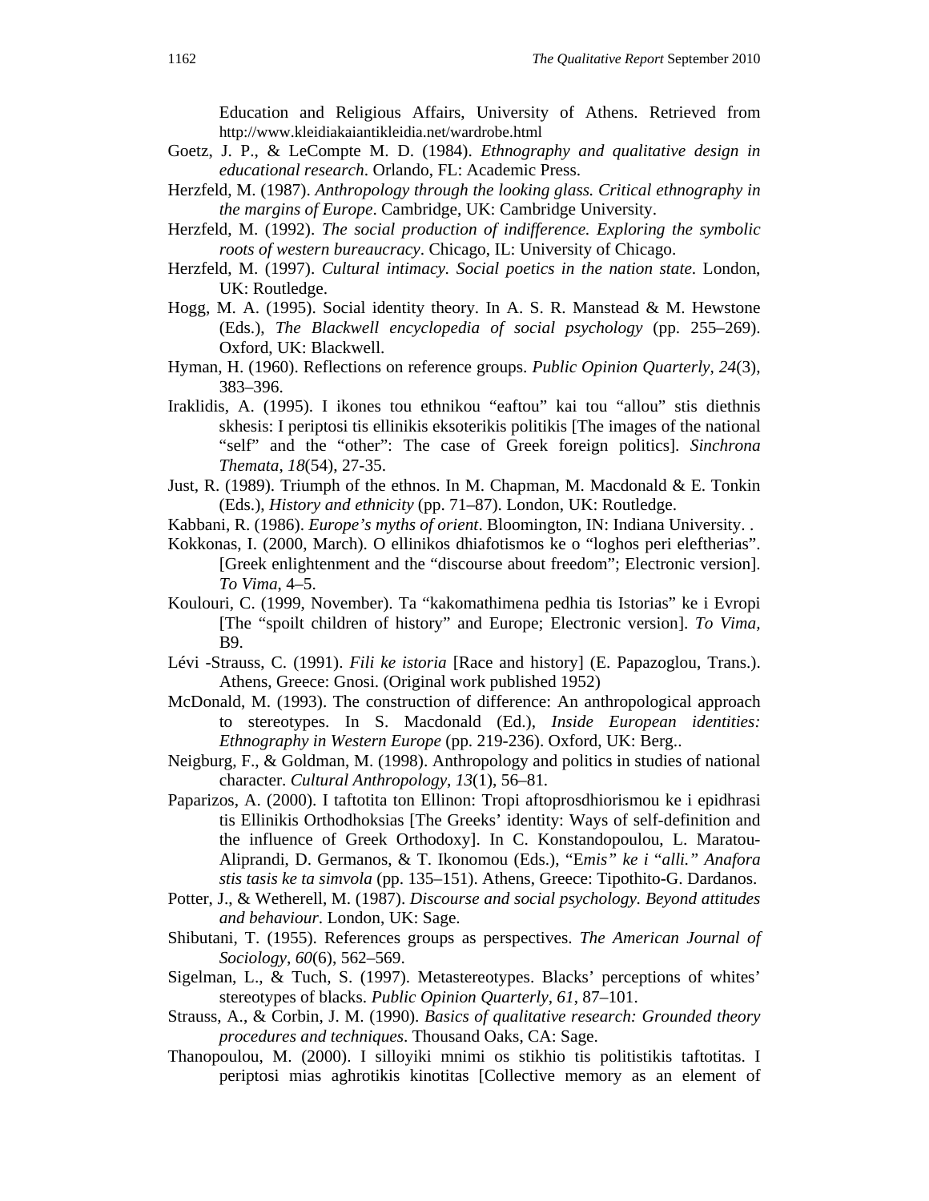Education and Religious Affairs, University of Athens. Retrieved from http://www.kleidiakaiantikleidia.net/wardrobe.html

Goetz, J. P., & LeCompte M. D. (1984). *Ethnography and qualitative design in educational research*. Orlando, FL: Academic Press.

Herzfeld, M. (1987). *Anthropology through the looking glass. Critical ethnography in the margins of Europe*. Cambridge, UK: Cambridge University.

Herzfeld, M. (1992). *The social production of indifference. Exploring the symbolic roots of western bureaucracy*. Chicago, IL: University of Chicago.

Herzfeld, M. (1997). *Cultural intimacy. Social poetics in the nation state*. London, UK: Routledge.

Hogg, M. A. (1995). Social identity theory. In A. S. R. Manstead & M. Hewstone (Eds.), *The Blackwell encyclopedia of social psychology* (pp. 255–269). Oxford, UK: Blackwell.

Hyman, H. (1960). Reflections on reference groups. *Public Opinion Quarterly*, *24*(3), 383–396.

Iraklidis, A. (1995). I ikones tou ethnikou "eaftou" kai tou "allou" stis diethnis skhesis: I periptosi tis ellinikis eksoterikis politikis [The images of the national "self" and the "other": The case of Greek foreign politics]. *Sinchrona Themata*, *18*(54), 27-35.

Just, R. (1989). Triumph of the ethnos. In M. Chapman, M. Macdonald & E. Tonkin (Eds.), *History and ethnicity* (pp. 71–87). London, UK: Routledge.

Kabbani, R. (1986). *Europe's myths of orient*. Bloomington, IN: Indiana University. .

Kokkonas, I. (2000, March). O ellinikos dhiafotismos ke o "loghos peri eleftherias". [Greek enlightenment and the "discourse about freedom"; Electronic version]. *To Vima*, 4–5.

Koulouri, C. (1999, November). Ta "kakomathimena pedhia tis Istorias" ke i Evropi [The "spoilt children of history" and Europe; Electronic version]. *To Vima,* B9.

Lévi -Strauss, C. (1991). *Fili ke istoria* [Race and history] (E. Papazoglou, Trans.). Athens, Greece: Gnosi. (Original work published 1952)

McDonald, M. (1993). The construction of difference: An anthropological approach to stereotypes. In S. Macdonald (Ed.), *Inside European identities: Ethnography in Western Europe* (pp. 219-236). Oxford, UK: Berg..

Neigburg, F., & Goldman, M. (1998). Anthropology and politics in studies of national character. *Cultural Anthropology*, *13*(1), 56–81.

Paparizos, A. (2000). I taftotita ton Ellinon: Tropi aftoprosdhiorismou ke i epidhrasi tis Ellinikis Orthodhoksias [The Greeks' identity: Ways of self-definition and the influence of Greek Orthodoxy]. In C. Konstandopoulou, L. Maratou-Aliprandi, D. Germanos, & T. Ikonomou (Eds.), "E*mis" ke i* "*alli." Anafora stis tasis ke ta simvola* (pp. 135–151). Athens, Greece: Tipothito-G. Dardanos.

Potter, J., & Wetherell, M. (1987). *Discourse and social psychology. Beyond attitudes and behaviour*. London, UK: Sage.

Shibutani, T. (1955). References groups as perspectives. *The American Journal of Sociology*, *60*(6), 562–569.

Sigelman, L., & Tuch, S. (1997). Metastereotypes. Blacks' perceptions of whites' stereotypes of blacks. *Public Opinion Quarterly*, *61*, 87–101.

Strauss, A., & Corbin, J. M. (1990). *Basics of qualitative research: Grounded theory procedures and techniques*. Thousand Oaks, CA: Sage.

Thanopoulou, M. (2000). I silloyiki mnimi os stikhio tis politistikis taftotitas. I periptosi mias aghrotikis kinotitas [Collective memory as an element of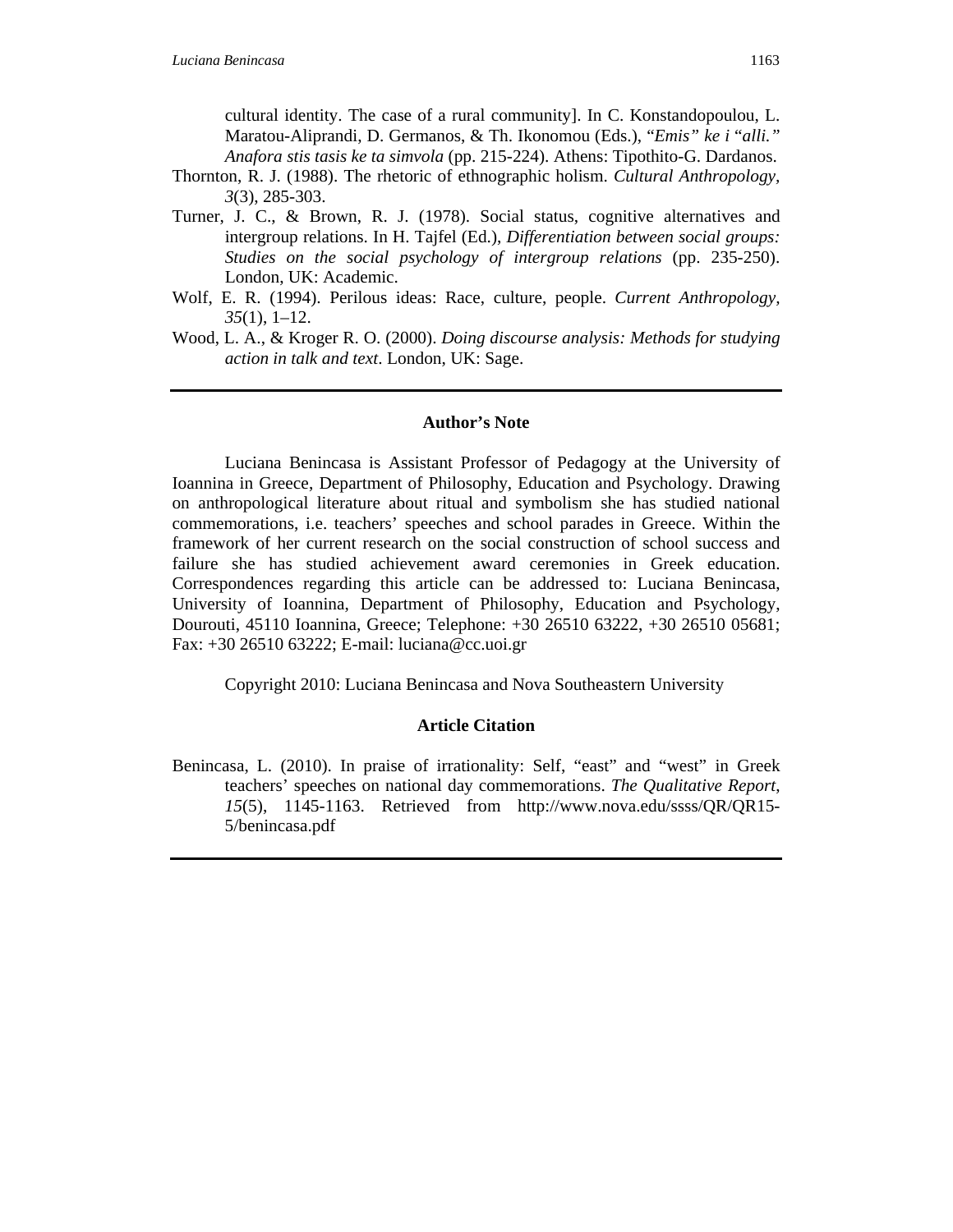cultural identity. The case of a rural community]. In C. Konstandopoulou, L. Maratou-Aliprandi, D. Germanos, & Th. Ikonomou (Eds.), "*Emis" ke i* "*alli." Anafora stis tasis ke ta simvola* (pp. 215-224). Athens: Tipothito-G. Dardanos.

Thornton, R. J. (1988). The rhetoric of ethnographic holism. *Cultural Anthropology, 3*(3), 285-303.

Turner, J. C., & Brown, R. J. (1978). Social status, cognitive alternatives and intergroup relations. In H. Tajfel (Ed.), *Differentiation between social groups: Studies on the social psychology of intergroup relations* (pp. 235-250). London, UK: Academic.

Wolf, E. R. (1994). Perilous ideas: Race, culture, people. *Current Anthropology, 35*(1), 1–12.

Wood, L. A., & Kroger R. O. (2000). *Doing discourse analysis: Methods for studying action in talk and text*. London, UK: Sage.

---

### Author's Note

Luciana Benincasa is Assistant Professor of Pedagogy at the University of Ioannina in Greece, Department of Philosophy, Education and Psychology. Drawing on anthropological literature about ritual and symbolism she has studied national commemorations, i.e. teachers' speeches and school parades in Greece. Within the framework of her current research on the social construction of school success and failure she has studied achievement award ceremonies in Greek education. Correspondences regarding this article can be addressed to: Luciana Benincasa, University of Ioannina, Department of Philosophy, Education and Psychology, Dourouti, 45110 Ioannina, Greece; Telephone: +30 26510 63222, +30 26510 05681; Fax: +30 26510 63222; E-mail: luciana@cc.uoi.gr

Copyright 2010: Luciana Benincasa and Nova Southeastern University

### Article Citation

Benincasa, L. (2010). In praise of irrationality: Self, "east" and "west" in Greek teachers' speeches on national day commemorations. *The Qualitative Report, 15*(5), 1145-1163. Retrieved from http://www.nova.edu/ssss/QR/QR15-5/benincasa.pdf

---